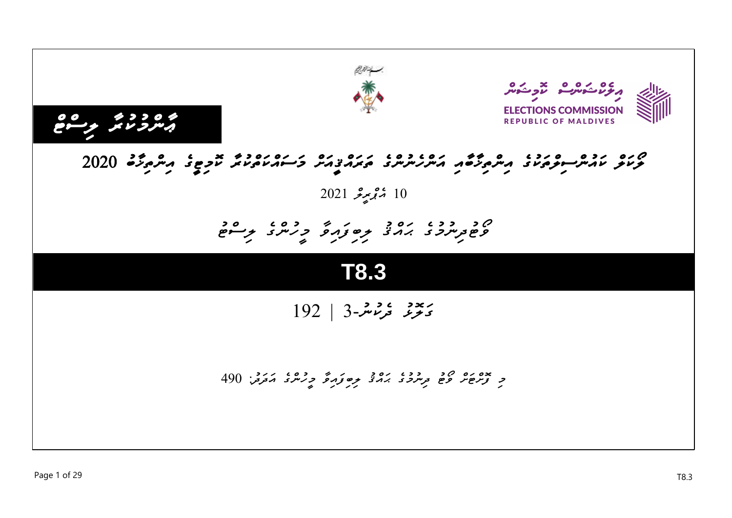ޢާންމުކުރާ ލިސްޓު

ELECTIONS COMMISSION
REPUBLIC OF MALDIVES

# ލޯކަލް ކައުންސިލްތަކުގެ އިންތިޚާބާއި އަންހެނުންގެ ތަރައްޤީއަށް މަސައްކަތްކުރާ ކޮމިޓީގެ އިންތިޚާބު 2020

10 އޭޕްރީލް 2021

## ވޯޓުދިނުމުގެ ހައްޤު ލިބިފައިވާ މީހުންގެ ލިސްޓު

# T8.3

## ގަލޮޅު ދެކުނު-3 | 192

މި ފޮތުގައި ވޯޓު ދިނުމުގެ ހައްޤު ލިބިފައިވާ މީހުންގެ އަދަދު: 490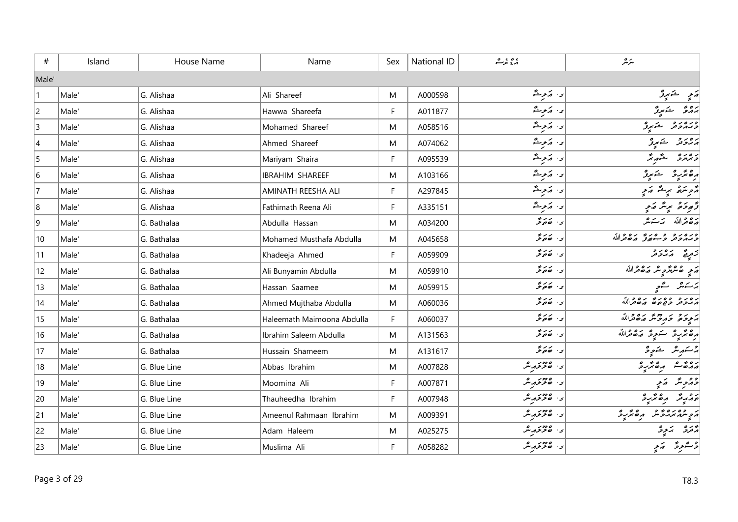| # | Island | House Name | Name | Sex | National ID | ގެއެގުމުގެ | ނަން |
|---|---|---|---|---|---|---|---|
| Male' | | | | | | | |
| 1 | Male' | G. Alishaa | Ali Shareef | M | A000598 | ގ. އަލިޝާ | އަލި ޝަރީފް |
| 2 | Male' | G. Alishaa | Hawwa Shareefa | F | A011877 | ގ. އަލިޝާ | ހައްވާ ޝަރީފާ |
| 3 | Male' | G. Alishaa | Mohamed Shareef | M | A058516 | ގ. އަލިޝާ | މުހައްމަދު ޝަރީފް |
| 4 | Male' | G. Alishaa | Ahmed Shareef | M | A074062 | ގ. އަލިޝާ | އަހުމަދު ޝަރީފް |
| 5 | Male' | G. Alishaa | Mariyam Shaira | F | A095539 | ގ. އަލިޝާ | މަރިޔަމް ޝާއިރާ |
| 6 | Male' | G. Alishaa | IBRAHIM SHAREEF | M | A103166 | ގ. އަލިޝާ | އިބްރާހީމް ޝަރީފް |
| 7 | Male' | G. Alishaa | AMINATH REESHA ALI | F | A297845 | ގ. އަލިޝާ | އާމިނަތު ރީޝާ އަލި |
| 8 | Male' | G. Alishaa | Fathimath Reena Ali | F | A335151 | ގ. އަލިޝާ | ފާތިމަތު ރީނާ އަލި |
| 9 | Male' | G. Bathalaa | Abdulla Hassan | M | A034200 | ގ. ބަތަލާ | އަބްދުﷲ ހަސަން |
| 10 | Male' | G. Bathalaa | Mohamed Musthafa Abdulla | M | A045658 | ގ. ބަތަލާ | މުހައްމަދު މުސްތަފާ އަބްދުﷲ |
| 11 | Male' | G. Bathalaa | Khadeeja Ahmed | F | A059909 | ގ. ބަތަލާ | ޚަދީޖާ އަހުމަދު |
| 12 | Male' | G. Bathalaa | Ali Bunyamin Abdulla | M | A059910 | ގ. ބަތަލާ | އަލި ބުންޔާމިން އަބްދުﷲ |
| 13 | Male' | G. Bathalaa | Hassan Saamee | M | A059915 | ގ. ބަތަލާ | ހަސަން ސާމީ |
| 14 | Male' | G. Bathalaa | Ahmed Mujthaba Abdulla | M | A060036 | ގ. ބަތަލާ | އަހުމަދު މުޖުތަބާ އަބްދުﷲ |
| 15 | Male' | G. Bathalaa | Haleemath Maimoona Abdulla | F | A060037 | ގ. ބަތަލާ | ހަލީމަތު މައިމޫނާ އަބްދުﷲ |
| 16 | Male' | G. Bathalaa | Ibrahim Saleem Abdulla | M | A131563 | ގ. ބަތަލާ | އިބްރާހީމް ސަލީމް އަބްދުﷲ |
| 17 | Male' | G. Bathalaa | Hussain Shameem | M | A131617 | ގ. ބަތަލާ | ހުސައިން ޝަމީމް |
| 18 | Male' | G. Blue Line | Abbas Ibrahim | M | A007828 | ގ. ބްލޫލައިން | އައްބާސް އިބްރާހީމް |
| 19 | Male' | G. Blue Line | Moomina Ali | F | A007871 | ގ. ބްލޫލައިން | މޫމިނާ އަލި |
| 20 | Male' | G. Blue Line | Thauheedha Ibrahim | F | A007948 | ގ. ބްލޫލައިން | ތައުހީދާ އިބްރާހީމް |
| 21 | Male' | G. Blue Line | Ameenul Rahmaan Ibrahim | M | A009391 | ގ. ބްލޫލައިން | އަމީނުއްރަޙްމާން އިބްރާހީމް |
| 22 | Male' | G. Blue Line | Adam Haleem | M | A025275 | ގ. ބްލޫލައިން | އާދަމް ހަލީމް |
| 23 | Male' | G. Blue Line | Muslima Ali | F | A058282 | ގ. ބްލޫލައިން | މުސްލިމާ އަލި |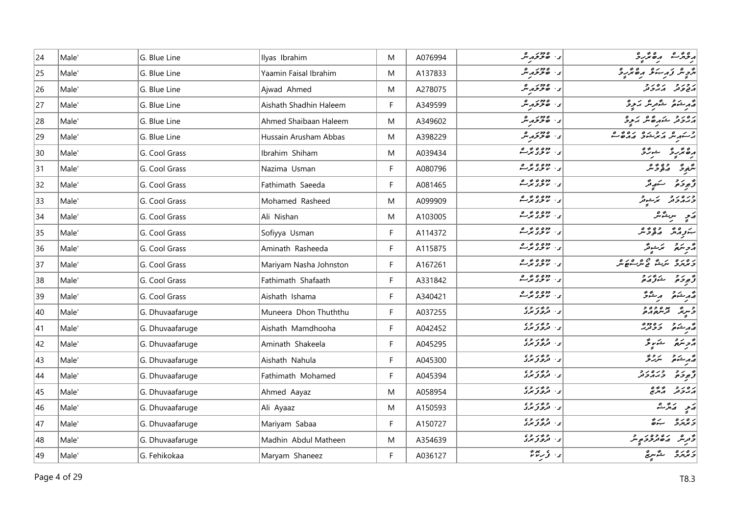| 24 | Male' | G. Blue Line | Ilyas Ibrahim | M | A076994 | ގ. ބްލޫލައިން | އިލްޔާސް އިބްރާހީމް |
|---|---|---|---|---|---|---|---|
| 25 | Male' | G. Blue Line | Yaamin Faisal Ibrahim | M | A137833 | ގ. ބްލޫލައިން | ޔާމިން ފައިސަލް އިބްރާހީމް |
| 26 | Male' | G. Blue Line | Ajwad Ahmed | M | A278075 | ގ. ބްލޫލައިން | އަޖްވަދު އަޙްމަދު |
| 27 | Male' | G. Blue Line | Aishath Shadhin Haleem | F | A349599 | ގ. ބްލޫލައިން | ޢައިޝަތު ޝާދިން ހަލީމް |
| 28 | Male' | G. Blue Line | Ahmed Shaibaan Haleem | M | A349602 | ގ. ބްލޫލައިން | އަޙްމަދު ޝައިބާން ހަލީމް |
| 29 | Male' | G. Blue Line | Hussain Arusham Abbas | M | A398229 | ގ. ބްލޫލައިން | ހުސައިން އަރުޝަމް އައްބާސް |
| 30 | Male' | G. Cool Grass | Ibrahim Shiham | M | A039434 | ގ. ކޫލްގްރާސް | އިބްރާހީމް ޝިހާމް |
| 31 | Male' | G. Cool Grass | Nazima Usman | F | A080796 | ގ. ކޫލްގްރާސް | ނާޒިމާ ޢުސްމާން |
| 32 | Male' | G. Cool Grass | Fathimath Saeeda | F | A081465 | ގ. ކޫލްގްރާސް | ފާތިމަތު ސައީދާ |
| 33 | Male' | G. Cool Grass | Mohamed Rasheed | M | A099909 | ގ. ކޫލްގްރާސް | މުޙައްމަދު ރަޝީދު |
| 34 | Male' | G. Cool Grass | Ali Nishan | M | A103005 | ގ. ކޫލްގްރާސް | ޢަލީ ނިޝާން |
| 35 | Male' | G. Cool Grass | Sofiyya Usman | F | A114372 | ގ. ކޫލްގްރާސް | ސަފިއްޔާ ޢުސްމާން |
| 36 | Male' | G. Cool Grass | Aminath Rasheeda | F | A115875 | ގ. ކޫލްގްރާސް | އާމިނަތު ރަޝީދާ |
| 37 | Male' | G. Cool Grass | Mariyam Nasha Johnston | F | A167261 | ގ. ކޫލްގްރާސް | މަރިޔަމް ނަޝާ ޖޮންސްޓަން |
| 38 | Male' | G. Cool Grass | Fathimath Shafaath | F | A331842 | ގ. ކޫލްގްރާސް | ފާތިމަތު ޝަފާޢަތު |
| 39 | Male' | G. Cool Grass | Aishath Ishama | F | A340421 | ގ. ކޫލްގްރާސް | ޢައިޝަތު އިޝާމާ |
| 40 | Male' | G. Dhuvaafaruge | Muneera Dhon Thuththu | F | A037255 | ގ. ދުވާފަރުގެ | މުނީރާ ދޮންތުއްތު |
| 41 | Male' | G. Dhuvaafaruge | Aishath Mamdhooha | F | A042452 | ގ. ދުވާފަރުގެ | ޢައިޝަތު މަމްދޫޙާ |
| 42 | Male' | G. Dhuvaafaruge | Aminath Shakeela | F | A045295 | ގ. ދުވާފަރުގެ | އާމިނަތު ޝަކީލާ |
| 43 | Male' | G. Dhuvaafaruge | Aishath Nahula | F | A045300 | ގ. ދުވާފަރުގެ | ޢައިޝަތު ނަހުލާ |
| 44 | Male' | G. Dhuvaafaruge | Fathimath Mohamed | F | A045394 | ގ. ދުވާފަރުގެ | ފާތިމަތު މުޙައްމަދު |
| 45 | Male' | G. Dhuvaafaruge | Ahmed Aayaz | M | A058954 | ގ. ދުވާފަރުގެ | އަޙްމަދު އާޔާޒް |
| 46 | Male' | G. Dhuvaafaruge | Ali Ayaaz | M | A150593 | ގ. ދުވާފަރުގެ | ޢަލީ އަޔާޒް |
| 47 | Male' | G. Dhuvaafaruge | Mariyam Sabaa | F | A150727 | ގ. ދުވާފަރުގެ | މަރިޔަމް ސަބާ |
| 48 | Male' | G. Dhuvaafaruge | Madhin Abdul Matheen | M | A354639 | ގ. ދުވާފަރުގެ | މާދިން ޢަބްދުލްމަތީން |
| 49 | Male' | G. Fehikokaa | Maryam Shaneez | F | A036127 | ގ. ފެހިކޮކާ | މަރްޔަމް ޝާނީޒް |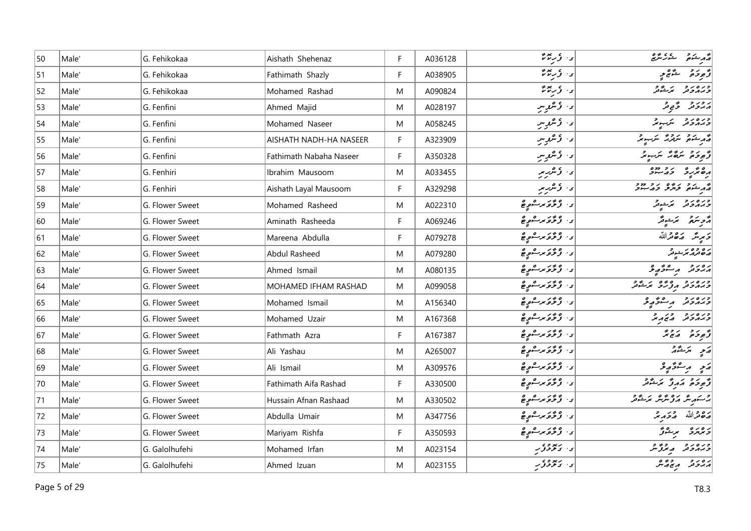| 50 | Male' | G. Fehikokaa | Aishath Shehenaz | F | A036128 | ގ. ފެހިކޮކާ | އައިޝަތު ޝެހެނާޒް |
|---|---|---|---|---|---|---|---|
| 51 | Male' | G. Fehikokaa | Fathimath Shazly | F | A038905 | ގ. ފެހިކޮކާ | ފާތިމަތު ޝާޒްލީ |
| 52 | Male' | G. Fehikokaa | Mohamed Rashad | M | A090824 | ގ. ފެހިކޮކާ | މުހައްމަދު ރަޝާދު |
| 53 | Male' | G. Fenfini | Ahmed Majid | M | A028197 | ގ. ފެންފިނި | އަހުމަދު މާޖިދު |
| 54 | Male' | G. Fenfini | Mohamed Naseer | M | A058245 | ގ. ފެންފިނި | މުހައްމަދު ނަސީރު |
| 55 | Male' | G. Fenfini | AISHATH NADH-HA NASEER | F | A323909 | ގ. ފެންފިނި | އައިޝަތު ނަދްހާ ނަސީރު |
| 56 | Male' | G. Fenfini | Fathimath Nabaha Naseer | F | A350328 | ގ. ފެންފިނި | ފާތިމަތު ނަބަހާ ނަސީރު |
| 57 | Male' | G. Fenhiri | Ibrahim Mausoom | M | A033455 | ގ. ފެންހިރި | އިބްރާހީމް މައުސޫމް |
| 58 | Male' | G. Fenhiri | Aishath Layal Mausoom | F | A329298 | ގ. ފެންހިރި | އައިޝަތު ލަޔާލް މައުސޫމް |
| 59 | Male' | G. Flower Sweet | Mohamed Rasheed | M | A022310 | ގ. ފްލަވަރސްވީޓް | މުހައްމަދު ރަޝީދު |
| 60 | Male' | G. Flower Sweet | Aminath Rasheeda | F | A069246 | ގ. ފްލަވަރސްވީޓް | އާމިނަތު ރަޝީދާ |
| 61 | Male' | G. Flower Sweet | Mareena Abdulla | F | A079278 | ގ. ފްލަވަރސްވީޓް | މަރީނާ އަބްދުﷲ |
| 62 | Male' | G. Flower Sweet | Abdul Rasheed | M | A079280 | ގ. ފްލަވަރސްވީޓް | އަބްދުއްރަޝީދު |
| 63 | Male' | G. Flower Sweet | Ahmed Ismail | M | A080135 | ގ. ފްލަވަރސްވީޓް | އަހުމަދު އިސްމާއީލް |
| 64 | Male' | G. Flower Sweet | MOHAMED IFHAM RASHAD | M | A099058 | ގ. ފްލަވަރސްވީޓް | މުހައްމަދު އިފްހާމް ރަޝާދު |
| 65 | Male' | G. Flower Sweet | Mohamed Ismail | M | A156340 | ގ. ފްލަވަރސްވީޓް | މުހައްމަދު އިސްމާއީލް |
| 66 | Male' | G. Flower Sweet | Mohamed Uzair | M | A167368 | ގ. ފްލަވަރސްވީޓް | މުހައްމަދު އުޒައިރު |
| 67 | Male' | G. Flower Sweet | Fathmath Azra | F | A167387 | ގ. ފްލަވަރސްވީޓް | ފާތިމަތު އަޒްރާ |
| 68 | Male' | G. Flower Sweet | Ali Yashau | M | A265007 | ގ. ފްލަވަރސްވީޓް | އަލި ޔަޝާއު |
| 69 | Male' | G. Flower Sweet | Ali Ismail | M | A309576 | ގ. ފްލަވަރސްވީޓް | އަލި އިސްމާއީލް |
| 70 | Male' | G. Flower Sweet | Fathimath Aifa Rashad | F | A330500 | ގ. ފްލަވަރސްވީޓް | ފާތިމަތު އައިފާ ރަޝާދު |
| 71 | Male' | G. Flower Sweet | Hussain Afnan Rashaad | M | A330502 | ގ. ފްލަވަރސްވީޓް | ހުސައިން އަފްނާން ރަޝާދު |
| 72 | Male' | G. Flower Sweet | Abdulla Umair | M | A347756 | ގ. ފްލަވަރސްވީޓް | އަބްދުﷲ އުމައިރު |
| 73 | Male' | G. Flower Sweet | Mariyam Rishfa | F | A350593 | ގ. ފްލަވަރސްވީޓް | މަރިޔަމް ރިޝްފާ |
| 74 | Male' | G. Galolhufehi | Mohamed Irfan | M | A023154 | ގ. ގަލޮޅުފެހި | މުހައްމަދު އިރުފާން |
| 75 | Male' | G. Galolhufehi | Ahmed Izuan | M | A023155 | ގ. ގަލޮޅުފެހި | އަހުމަދު އިޒުއާން |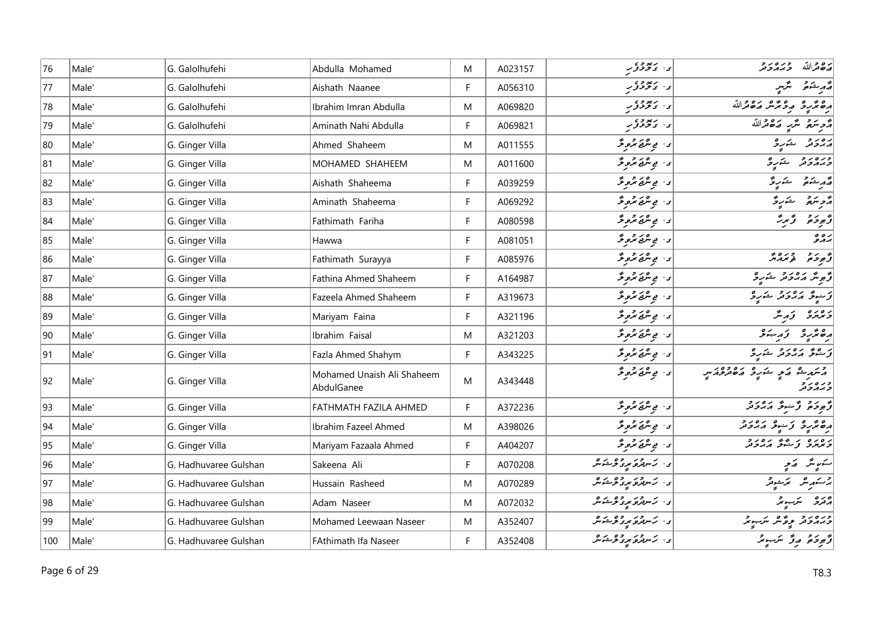| 76 | Male' | G. Galolhufehi | Abdulla Mohamed | M | A023157 | ގ. ގަލޮޅުފެހި | އަބްދުﷲ މުޙައްމަދު |
|---|---|---|---|---|---|---|---|
| 77 | Male' | G. Galolhufehi | Aishath Naanee | F | A056310 | ގ. ގަލޮޅުފެހި | އާއިޝަތު ނާނީ |
| 78 | Male' | G. Galolhufehi | Ibrahim Imran Abdulla | M | A069820 | ގ. ގަލޮޅުފެހި | އިބްރާހީމް އިމްރާން އަބްދުﷲ |
| 79 | Male' | G. Galolhufehi | Aminath Nahi Abdulla | F | A069821 | ގ. ގަލޮޅުފެހި | އާމިނަތު ނާހި އަބްދުﷲ |
| 80 | Male' | G. Ginger Villa | Ahmed Shaheem | M | A011555 | ގ. ޖިންޖަރވިލާ | އަޙްމަދު ޝަހީމް |
| 81 | Male' | G. Ginger Villa | MOHAMED SHAHEEM | M | A011600 | ގ. ޖިންޖަރވިލާ | މުޙައްމަދު ޝަހީމް |
| 82 | Male' | G. Ginger Villa | Aishath Shaheema | F | A039259 | ގ. ޖިންޖަރވިލާ | އާއިޝަތު ޝަހީމާ |
| 83 | Male' | G. Ginger Villa | Aminath Shaheema | F | A069292 | ގ. ޖިންޖަރވިލާ | އާމިނަތު ޝަހީމާ |
| 84 | Male' | G. Ginger Villa | Fathimath Fariha | F | A080598 | ގ. ޖިންޖަރވިލާ | ފާތިމަތު ފާރިހާ |
| 85 | Male' | G. Ginger Villa | Hawwa | F | A081051 | ގ. ޖިންޖަރވިލާ | ހައްވާ |
| 86 | Male' | G. Ginger Villa | Fathimath Surayya | F | A085976 | ގ. ޖިންޖަރވިލާ | ފާތިމަތު ޘުރައްޔާ |
| 87 | Male' | G. Ginger Villa | Fathina Ahmed Shaheem | F | A164987 | ގ. ޖިންޖަރވިލާ | ފާތިނާ އަޙްމަދު ޝަހީމް |
| 88 | Male' | G. Ginger Villa | Fazeela Ahmed Shaheem | F | A319673 | ގ. ޖިންޖަރވިލާ | ފަޟީލާ އަޙްމަދު ޝަހީމް |
| 89 | Male' | G. Ginger Villa | Mariyam Faina | F | A321196 | ގ. ޖިންޖަރވިލާ | މަރިޔަމް ފައިނާ |
| 90 | Male' | G. Ginger Villa | Ibrahim Faisal | M | A321203 | ގ. ޖިންޖަރވިލާ | އިބްރާހީމް ފައިސަލް |
| 91 | Male' | G. Ginger Villa | Fazla Ahmed Shahym | F | A343225 | ގ. ޖިންޖަރވިލާ | ފަޟްލާ އަޙްމަދު ޝަހީމް |
| 92 | Male' | G. Ginger Villa | Mohamed Unaish Ali Shaheem AbdulGanee | M | A343448 | ގ. ޖިންޖަރވިލާ | އުނައިޝް އަލީ ޝަހީމް އަބްދުލްޣަނީ މުޙައްމަދު |
| 93 | Male' | G. Ginger Villa | FATHMATH FAZILA AHMED | F | A372236 | ގ. ޖިންޖަރވިލާ | ފާތިމަތު ފާޟިލާ އަޙްމަދު |
| 94 | Male' | G. Ginger Villa | Ibrahim Fazeel Ahmed | M | A398026 | ގ. ޖިންޖަރވިލާ | އިބްރާހީމް ފަޟީލް އަޙްމަދު |
| 95 | Male' | G. Ginger Villa | Mariyam Fazaala Ahmed | F | A404207 | ގ. ޖިންޖަރވިލާ | މަރިޔަމް ފަޟާލާ އަޙްމަދު |
| 96 | Male' | G. Hadhuvaree Gulshan | Sakeena Ali | F | A070208 | ގ. ހަދުވަރީގުލްޝަން | ސަކީނާ އަލި |
| 97 | Male' | G. Hadhuvaree Gulshan | Hussain Rasheed | M | A070289 | ގ. ހަދުވަރީގުލްޝަން | ހުސައިން ރަޝީދު |
| 98 | Male' | G. Hadhuvaree Gulshan | Adam Naseer | M | A072032 | ގ. ހަދުވަރީގުލްޝަން | އާދަމް ނަސީރު |
| 99 | Male' | G. Hadhuvaree Gulshan | Mohamed Leewaan Naseer | M | A352407 | ގ. ހަދުވަރީގުލްޝަން | މުޙައްމަދު ލީވާން ނަސީރު |
| 100 | Male' | G. Hadhuvaree Gulshan | FAthimath Ifa Naseer | F | A352408 | ގ. ހަދުވަރީގުލްޝަން | ފާތިމަތު އިފާ ނަސީރު |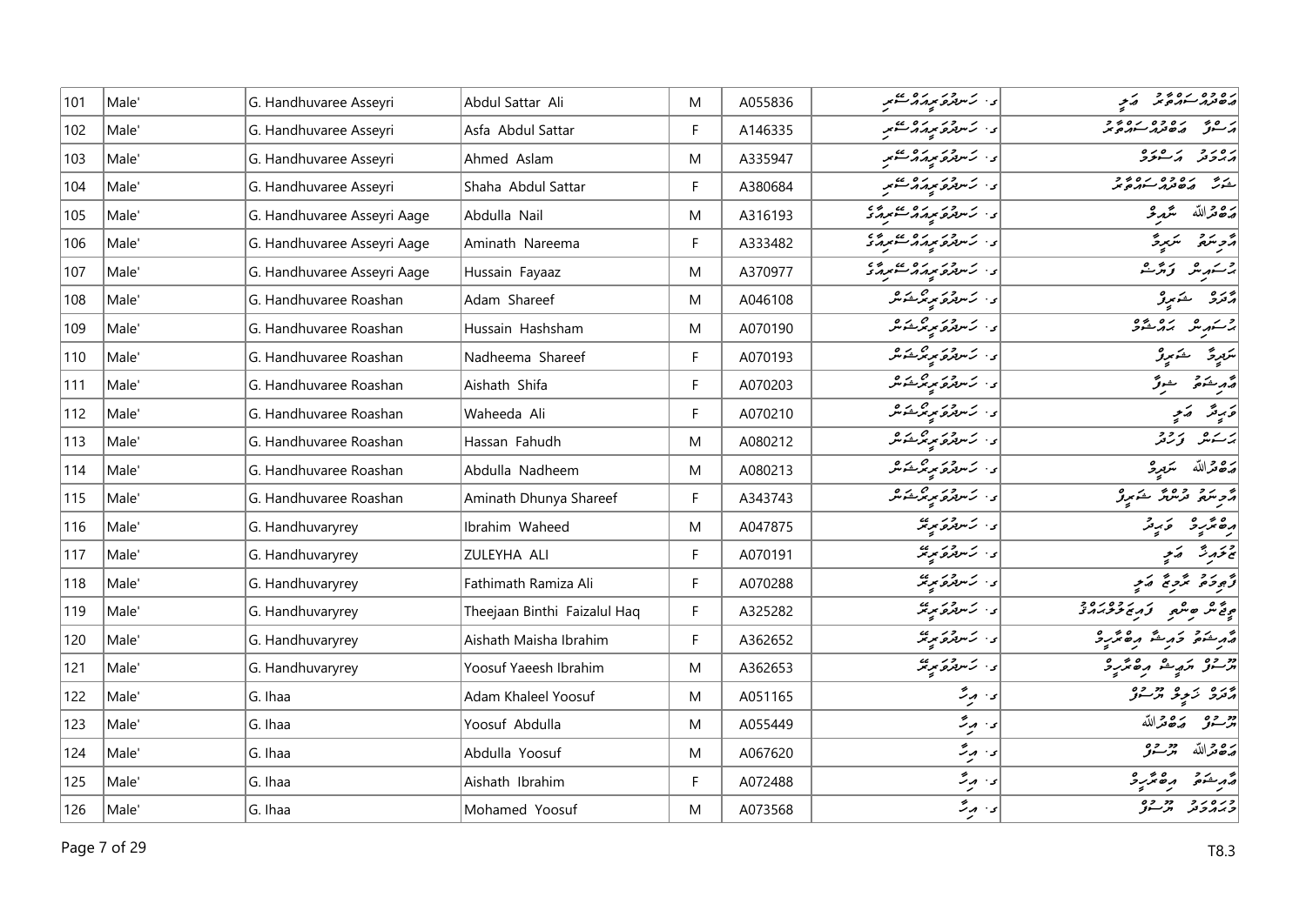| 101 | Male' | G. Handhuvaree Asseyri | Abdul Sattar Ali | M | A055836 | ގ. ހަނދުވަރީއައްސޭރި | އަބްދުއްސައްތާރު އަލި |
|---|---|---|---|---|---|---|---|
| 102 | Male' | G. Handhuvaree Asseyri | Asfa Abdul Sattar | F | A146335 | ގ. ހަނދުވަރީއައްސޭރި | އަސްފާ އަބްދުއްސައްތާރު |
| 103 | Male' | G. Handhuvaree Asseyri | Ahmed Aslam | M | A335947 | ގ. ހަނދުވަރީއައްސޭރި | އަހުމަދު އަސްލަމް |
| 104 | Male' | G. Handhuvaree Asseyri | Shaha Abdul Sattar | F | A380684 | ގ. ހަނދުވަރީއައްސޭރި | ޝަހާ އަބްދުއްސައްތާރު |
| 105 | Male' | G. Handhuvaree Asseyri Aage | Abdulla Nail | M | A316193 | ގ. ހަނދުވަރީއައްސޭރިއާގެ | އަބްދުﷲ ނާއިލް |
| 106 | Male' | G. Handhuvaree Asseyri Aage | Aminath Nareema | F | A333482 | ގ. ހަނދުވަރީއައްސޭރިއާގެ | އާމިނަތު ނަރީމާ |
| 107 | Male' | G. Handhuvaree Asseyri Aage | Hussain Fayaaz | M | A370977 | ގ. ހަނދުވަރީއައްސޭރިއާގެ | ހުސައިން ފައްޔާޒް |
| 108 | Male' | G. Handhuvaree Roashan | Adam Shareef | M | A046108 | ގ. ހަނދުވަރީރޯޝަން | އާދަމް ޝަރީފް |
| 109 | Male' | G. Handhuvaree Roashan | Hussain Hashsham | M | A070190 | ގ. ހަނދުވަރީރޯޝަން | ހުސައިން ހައްޝާމް |
| 110 | Male' | G. Handhuvaree Roashan | Nadheema Shareef | F | A070193 | ގ. ހަނދުވަރީރޯޝަން | ނަދީމާ ޝަރީފް |
| 111 | Male' | G. Handhuvaree Roashan | Aishath Shifa | F | A070203 | ގ. ހަނދުވަރީރޯޝަން | އާއިޝަތު ޝިފާ |
| 112 | Male' | G. Handhuvaree Roashan | Waheeda Ali | F | A070210 | ގ. ހަނދުވަރީރޯޝަން | ވަހީދާ އަލި |
| 113 | Male' | G. Handhuvaree Roashan | Hassan Fahudh | M | A080212 | ގ. ހަނދުވަރީރޯޝަން | ހަސަން ފަހުދު |
| 114 | Male' | G. Handhuvaree Roashan | Abdulla Nadheem | M | A080213 | ގ. ހަނދުވަރީރޯޝަން | އަބްދުﷲ ނަދީމް |
| 115 | Male' | G. Handhuvaree Roashan | Aminath Dhunya Shareef | F | A343743 | ގ. ހަނދުވަރީރޯޝަން | އާމިނަތުދުންޔާ ޝަރީފް |
| 116 | Male' | G. Handhuvaryrey | Ibrahim Waheed | M | A047875 | ގ. ހަނދުވަރީރޭ | އިބްރާހީމް ވަހީދު |
| 117 | Male' | G. Handhuvaryrey | ZULEYHA ALI | F | A070191 | ގ. ހަނދުވަރީރޭ | ޒުލެއިހާ އަލި |
| 118 | Male' | G. Handhuvaryrey | Fathimath Ramiza Ali | F | A070288 | ގ. ހަނދުވަރީރޭ | ފާތިމަތު ރާމިޒާ އަލި |
| 119 | Male' | G. Handhuvaryrey | Theejaan Binthi Faizalul Haq | F | A325282 | ގ. ހަނދުވަރީރޭ | ތީޖާން ބިންތި ފައިޞަލުލްޙައްޤު |
| 120 | Male' | G. Handhuvaryrey | Aishath Maisha Ibrahim | F | A362652 | ގ. ހަނދުވަރީރޭ | އާއިޝަތު މައިޝާ އިބްރާހީމް |
| 121 | Male' | G. Handhuvaryrey | Yoosuf Yaeesh Ibrahim | M | A362653 | ގ. ހަނދުވަރީރޭ | ޔޫސުފް ޔައީޝް އިބްރާހީމް |
| 122 | Male' | G. Ihaa | Adam Khaleel Yoosuf | M | A051165 | ގ. އިހާ | އާދަމް ޚަލީލް ޔޫސުފް |
| 123 | Male' | G. Ihaa | Yoosuf Abdulla | M | A055449 | ގ. އިހާ | ޔޫސުފް އަބްދުﷲ |
| 124 | Male' | G. Ihaa | Abdulla Yoosuf | M | A067620 | ގ. އިހާ | އަބްދުﷲ ޔޫސުފް |
| 125 | Male' | G. Ihaa | Aishath Ibrahim | F | A072488 | ގ. އިހާ | އާއިޝަތު އިބްރާހީމް |
| 126 | Male' | G. Ihaa | Mohamed Yoosuf | M | A073568 | ގ. އިހާ | މުހައްމަދު ޔޫސުފް |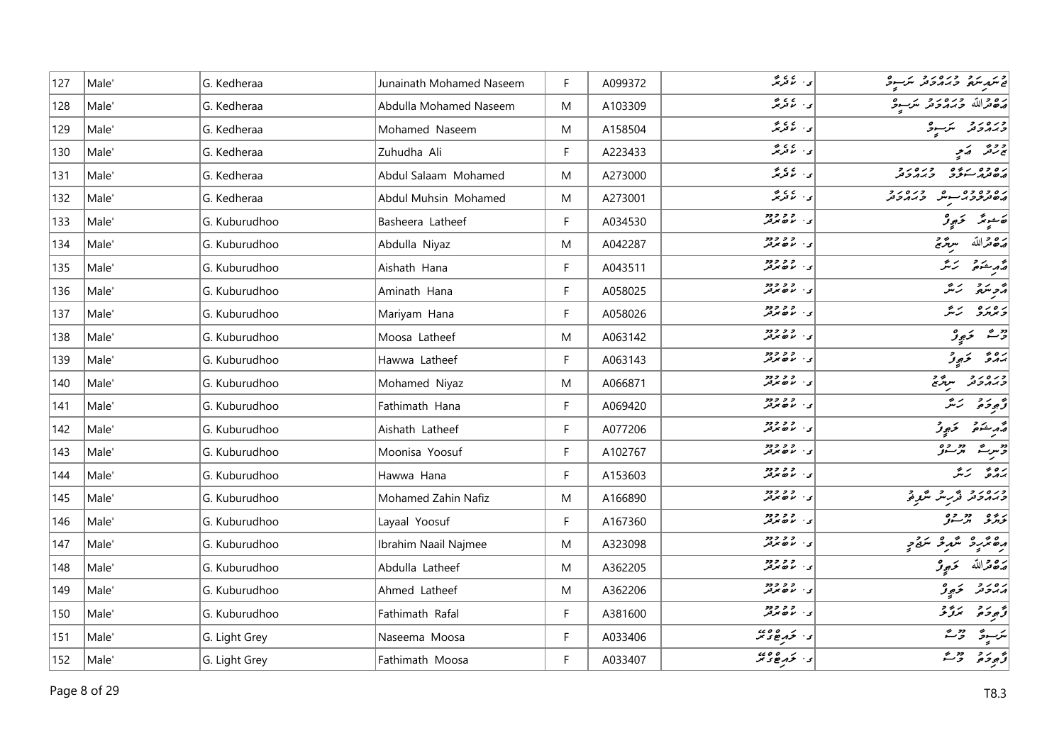| 127 | Male' | G. Kedheraa | Junainath Mohamed Naseem | F | A099372 | ގ. ކެދެރާ | ޖުނައިނަތު މުހައްމަދު ނަސީމް |
|---|---|---|---|---|---|---|---|
| 128 | Male' | G. Kedheraa | Abdulla Mohamed Naseem | M | A103309 | ގ. ކެދެރާ | އަބްދުﷲ މުހައްމަދު ނަސީމް |
| 129 | Male' | G. Kedheraa | Mohamed Naseem | M | A158504 | ގ. ކެދެރާ | މުހައްމަދު ނަސީމް |
| 130 | Male' | G. Kedheraa | Zuhudha Ali | F | A223433 | ގ. ކެދެރާ | ޒުހުދާ އަލި |
| 131 | Male' | G. Kedheraa | Abdul Salaam Mohamed | M | A273000 | ގ. ކެދެރާ | އަބްދުއްސަލާމް މުހައްމަދު |
| 132 | Male' | G. Kedheraa | Abdul Muhsin Mohamed | M | A273001 | ގ. ކެދެރާ | އަބްދުލްމުހުސިން މުހައްމަދު |
| 133 | Male' | G. Kuburudhoo | Basheera Latheef | F | A034530 | ގ. ކުބުރުދޫ | ބަޝީރާ ލަތީފް |
| 134 | Male' | G. Kuburudhoo | Abdulla Niyaz | M | A042287 | ގ. ކުބުރުދޫ | އަބްދުﷲ ނިޔާޒް |
| 135 | Male' | G. Kuburudhoo | Aishath Hana | F | A043511 | ގ. ކުބުރުދޫ | އާއިޝަތު ހަނާ |
| 136 | Male' | G. Kuburudhoo | Aminath Hana | F | A058025 | ގ. ކުބުރުދޫ | އާމިނަތު ހަނާ |
| 137 | Male' | G. Kuburudhoo | Mariyam Hana | F | A058026 | ގ. ކުބުރުދޫ | މަރިޔަމް ހަނާ |
| 138 | Male' | G. Kuburudhoo | Moosa Latheef | M | A063142 | ގ. ކުބުރުދޫ | މޫސާ ލަތީފް |
| 139 | Male' | G. Kuburudhoo | Hawwa Latheef | F | A063143 | ގ. ކުބުރުދޫ | ހައްވާ ލަތީފް |
| 140 | Male' | G. Kuburudhoo | Mohamed Niyaz | M | A066871 | ގ. ކުބުރުދޫ | މުހައްމަދު ނިޔާޒް |
| 141 | Male' | G. Kuburudhoo | Fathimath Hana | F | A069420 | ގ. ކުބުރުދޫ | ފާތިމަތު ހަނާ |
| 142 | Male' | G. Kuburudhoo | Aishath Latheef | F | A077206 | ގ. ކުބުރުދޫ | އާއިޝަތު ލަތީފް |
| 143 | Male' | G. Kuburudhoo | Moonisa Yoosuf | F | A102767 | ގ. ކުބުރުދޫ | މޫނިސާ ޔޫސުފް |
| 144 | Male' | G. Kuburudhoo | Hawwa Hana | F | A153603 | ގ. ކުބުރުދޫ | ހައްވާ ހަނާ |
| 145 | Male' | G. Kuburudhoo | Mohamed Zahin Nafiz | M | A166890 | ގ. ކުބުރުދޫ | މުހައްމަދު ޒާހިން ނާފިޒް |
| 146 | Male' | G. Kuburudhoo | Layaal Yoosuf | F | A167360 | ގ. ކުބުރުދޫ | ލަޔާލް ޔޫސުފް |
| 147 | Male' | G. Kuburudhoo | Ibrahim Naail Najmee | M | A323098 | ގ. ކުބުރުދޫ | އިބްރާހިމް ނާއިލް ނަޖްމީ |
| 148 | Male' | G. Kuburudhoo | Abdulla Latheef | M | A362205 | ގ. ކުބުރުދޫ | އަބްދުﷲ ލަތީފް |
| 149 | Male' | G. Kuburudhoo | Ahmed Latheef | M | A362206 | ގ. ކުބުރުދޫ | އަޙްމަދު ލަތީފް |
| 150 | Male' | G. Kuburudhoo | Fathimath Rafal | F | A381600 | ގ. ކުބުރުދޫ | ފާތިމަތު ރަފާލް |
| 151 | Male' | G. Light Grey | Naseema Moosa | F | A033406 | ގ. ލައިޓްގްރޭ | ނަސީމާ މޫސާ |
| 152 | Male' | G. Light Grey | Fathimath Moosa | F | A033407 | ގ. ލައިޓްގްރޭ | ފާތިމަތު މޫސާ |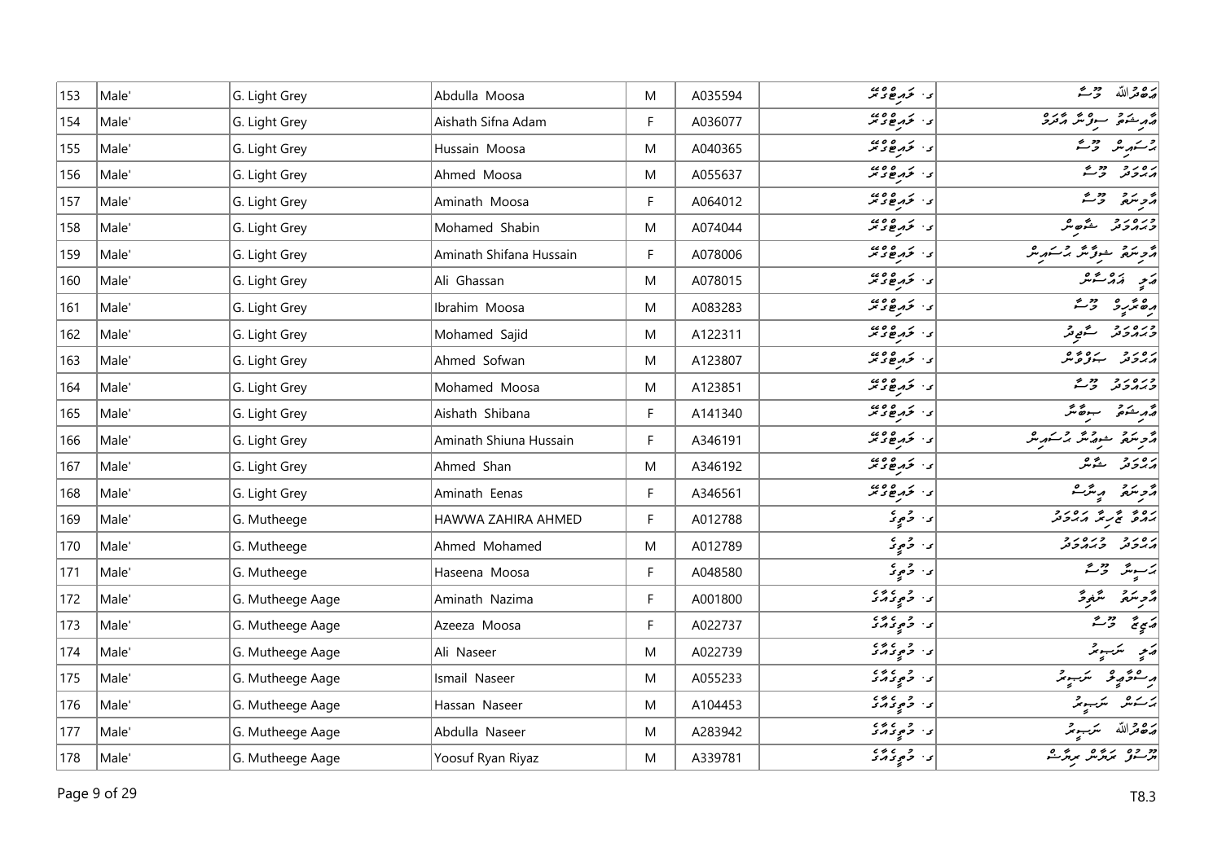| 153 | Male' | G. Light Grey | Abdulla Moosa | M | A035594 | ގ. ލައިޓްގްރޭ | އަބްދުﷲ މޫސާ |
|---|---|---|---|---|---|---|---|
| 154 | Male' | G. Light Grey | Aishath Sifna Adam | F | A036077 | ގ. ލައިޓްގްރޭ | އާއިޝަތު ސިފްނާ އާދަމް |
| 155 | Male' | G. Light Grey | Hussain Moosa | M | A040365 | ގ. ލައިޓްގްރޭ | ހުސައިން މޫސާ |
| 156 | Male' | G. Light Grey | Ahmed Moosa | M | A055637 | ގ. ލައިޓްގްރޭ | އަޙްމަދު މޫސާ |
| 157 | Male' | G. Light Grey | Aminath Moosa | F | A064012 | ގ. ލައިޓްގްރޭ | އާމިނަތު މޫސާ |
| 158 | Male' | G. Light Grey | Mohamed Shabin | M | A074044 | ގ. ލައިޓްގްރޭ | މުޙައްމަދު ޝާބިން |
| 159 | Male' | G. Light Grey | Aminath Shifana Hussain | F | A078006 | ގ. ލައިޓްގްރޭ | އާމިނަތު ޝިފާނާ ހުސައިން |
| 160 | Male' | G. Light Grey | Ali Ghassan | M | A078015 | ގ. ލައިޓްގްރޭ | އަލީ ޣައްސާން |
| 161 | Male' | G. Light Grey | Ibrahim Moosa | M | A083283 | ގ. ލައިޓްގްރޭ | އިބްރާހީމް މޫސާ |
| 162 | Male' | G. Light Grey | Mohamed Sajid | M | A122311 | ގ. ލައިޓްގްރޭ | މުޙައްމަދު ސާޖިދު |
| 163 | Male' | G. Light Grey | Ahmed Sofwan | M | A123807 | ގ. ލައިޓްގްރޭ | އަޙްމަދު ސަފްވާން |
| 164 | Male' | G. Light Grey | Mohamed Moosa | M | A123851 | ގ. ލައިޓްގްރޭ | މުޙައްމަދު މޫސާ |
| 165 | Male' | G. Light Grey | Aishath Shibana | F | A141340 | ގ. ލައިޓްގްރޭ | އާއިޝަތު ޝިބާނާ |
| 166 | Male' | G. Light Grey | Aminath Shiuna Hussain | F | A346191 | ގ. ލައިޓްގްރޭ | އާމިނަތު ޝިއުނާ ހުސައިން |
| 167 | Male' | G. Light Grey | Ahmed Shan | M | A346192 | ގ. ލައިޓްގްރޭ | އަޙްމަދު ޝާން |
| 168 | Male' | G. Light Grey | Aminath Eenas | F | A346561 | ގ. ލައިޓްގްރޭ | އާމިނަތު އީނާސް |
| 169 | Male' | G. Mutheege | HAWWA ZAHIRA AHMED | F | A012788 | ގ. މުތީގެ | ހައްވާ ޒާހިރާ އަޙްމަދު |
| 170 | Male' | G. Mutheege | Ahmed Mohamed | M | A012789 | ގ. މުތީގެ | އަޙްމަދު މުޙައްމަދު |
| 171 | Male' | G. Mutheege | Haseena Moosa | F | A048580 | ގ. މުތީގެ | ހަސީނާ މޫސާ |
| 172 | Male' | G. Mutheege Aage | Aminath Nazima | F | A001800 | ގ. މުތީގެއާގެ | އާމިނަތު ނާޒިމާ |
| 173 | Male' | G. Mutheege Aage | Azeeza Moosa | F | A022737 | ގ. މުތީގެއާގެ | އަޒީޒާ މޫސާ |
| 174 | Male' | G. Mutheege Aage | Ali Naseer | M | A022739 | ގ. މުތީގެއާގެ | އަލީ ނަސީރު |
| 175 | Male' | G. Mutheege Aage | Ismail Naseer | M | A055233 | ގ. މުތީގެއާގެ | އިސްމާއީލް ނަސީރު |
| 176 | Male' | G. Mutheege Aage | Hassan Naseer | M | A104453 | ގ. މުތީގެއާގެ | ހަސަން ނަސީރު |
| 177 | Male' | G. Mutheege Aage | Abdulla Naseer | M | A283942 | ގ. މުތީގެއާގެ | އަބްދުﷲ ނަސީރު |
| 178 | Male' | G. Mutheege Aage | Yoosuf Ryan Riyaz | M | A339781 | ގ. މުތީގެއާގެ | ޔޫސުފް ރަޔާން ރިޔާޒް |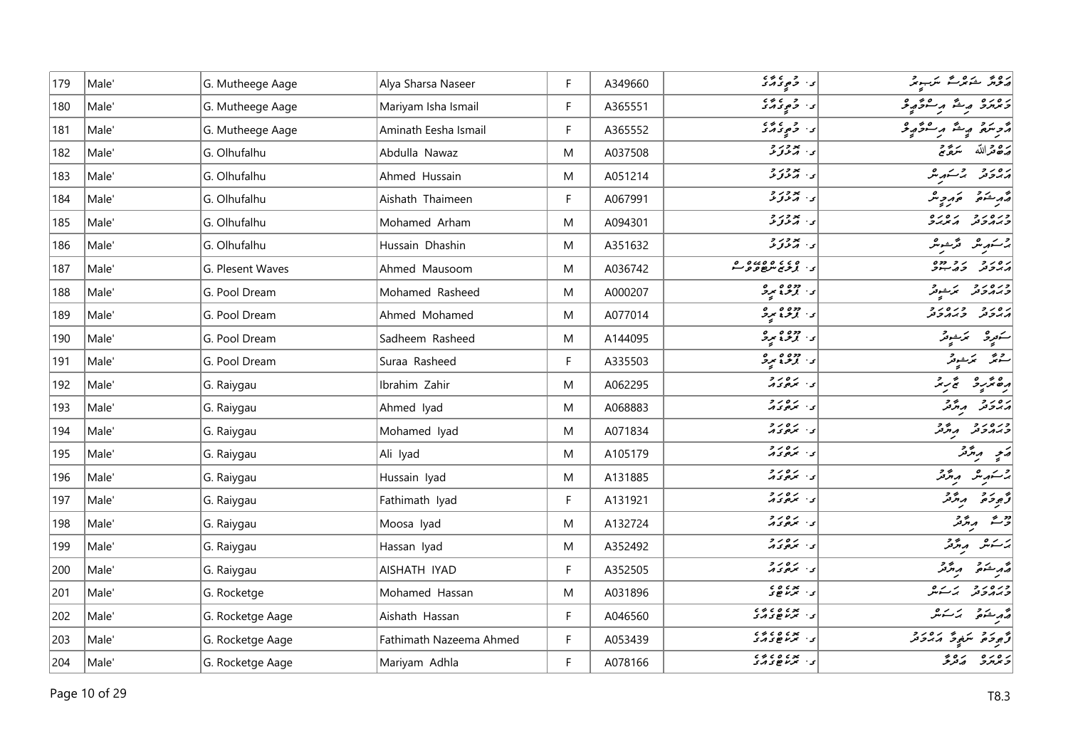| 179 | Male' | G. Mutheege Aage | Alya Sharsa Naseer | F | A349660 | ގ. މުތީގެއާގެ | އަލްޔާ ޝަރްސާ ނަސީރު |
|---|---|---|---|---|---|---|---|
| 180 | Male' | G. Mutheege Aage | Mariyam Isha Ismail | F | A365551 | ގ. މުތީގެއާގެ | މަރިޔަމް އީޝާ އިސްމާޢީލް |
| 181 | Male' | G. Mutheege Aage | Aminath Eesha Ismail | F | A365552 | ގ. މުތީގެއާގެ | އާމިނަތު އީޝާ އިސްމާޢީލް |
| 182 | Male' | G. Olhufalhu | Abdulla Nawaz | M | A037508 | ގ. އޮޅުފަޅު | އަބްދުﷲ ނަވާޒު |
| 183 | Male' | G. Olhufalhu | Ahmed Hussain | M | A051214 | ގ. އޮޅުފަޅު | އަޙްމަދު ޙުސައިން |
| 184 | Male' | G. Olhufalhu | Aishath Thaimeen | F | A067991 | ގ. އޮޅުފަޅު | ޢާއިޝަތު ތައިމީން |
| 185 | Male' | G. Olhufalhu | Mohamed Arham | M | A094301 | ގ. އޮޅުފަޅު | މުޙައްމަދު އަރުހަމް |
| 186 | Male' | G. Olhufalhu | Hussain Dhashin | M | A351632 | ގ. އޮޅުފަޅު | ޙުސައިން ދާޝިން |
| 187 | Male' | G. Plesent Waves | Ahmed Mausoom | M | A036742 | ގ. ޕްލެޒެންޓްވޭވްސް | އަޙްމަދު މައުޞޫމް |
| 188 | Male' | G. Pool Dream | Mohamed Rasheed | M | A000207 | ގ. ޕޫލްޑްރީމް | މުޙައްމަދު ރަޝީދު |
| 189 | Male' | G. Pool Dream | Ahmed Mohamed | M | A077014 | ގ. ޕޫލްޑްރީމް | އަޙްމަދު މުޙައްމަދު |
| 190 | Male' | G. Pool Dream | Sadheem Rasheed | M | A144095 | ގ. ޕޫލްޑްރީމް | ސަދީމް ރަޝީދު |
| 191 | Male' | G. Pool Dream | Suraa Rasheed | F | A335503 | ގ. ޕޫލްޑްރީމް | ސުރާ ރަޝީދު |
| 192 | Male' | G. Raiygau | Ibrahim Zahir | M | A062295 | ގ. ރަތްގައު | އިބްރާހީމް ޒާހިރު |
| 193 | Male' | G. Raiygau | Ahmed Iyad | M | A068883 | ގ. ރަތްގައު | އަޙްމަދު އިޔާދު |
| 194 | Male' | G. Raiygau | Mohamed Iyad | M | A071834 | ގ. ރަތްގައު | މުޙައްމަދު އިޔާދު |
| 195 | Male' | G. Raiygau | Ali Iyad | M | A105179 | ގ. ރަތްގައު | ޢަލީ އިޔާދު |
| 196 | Male' | G. Raiygau | Hussain Iyad | M | A131885 | ގ. ރަތްގައު | ޙުސައިން އިޔާދު |
| 197 | Male' | G. Raiygau | Fathimath Iyad | F | A131921 | ގ. ރަތްގައު | ފާތިމަތު އިޔާދު |
| 198 | Male' | G. Raiygau | Moosa Iyad | M | A132724 | ގ. ރަތްގައު | މޫސާ އިޔާދު |
| 199 | Male' | G. Raiygau | Hassan Iyad | M | A352492 | ގ. ރަތްގައު | ޙަސަން އިޔާދު |
| 200 | Male' | G. Raiygau | AISHATH IYAD | F | A352505 | ގ. ރަތްގައު | ޢާއިޝަތު އިޔާދު |
| 201 | Male' | G. Rocketge | Mohamed Hassan | M | A031896 | ގ. ރޮކެޓްގެ | މުޙައްމަދު ޙަސަން |
| 202 | Male' | G. Rocketge Aage | Aishath Hassan | F | A046560 | ގ. ރޮކެޓްގެއާގެ | ޢާއިޝަތު ޙަސަން |
| 203 | Male' | G. Rocketge Aage | Fathimath Nazeema Ahmed | F | A053439 | ގ. ރޮކެޓްގެއާގެ | ފާތިމަތު ނަޒީމާ އަޙްމަދު |
| 204 | Male' | G. Rocketge Aage | Mariyam Adhla | F | A078166 | ގ. ރޮކެޓްގެއާގެ | މަރިޔަމް އަދްލާ |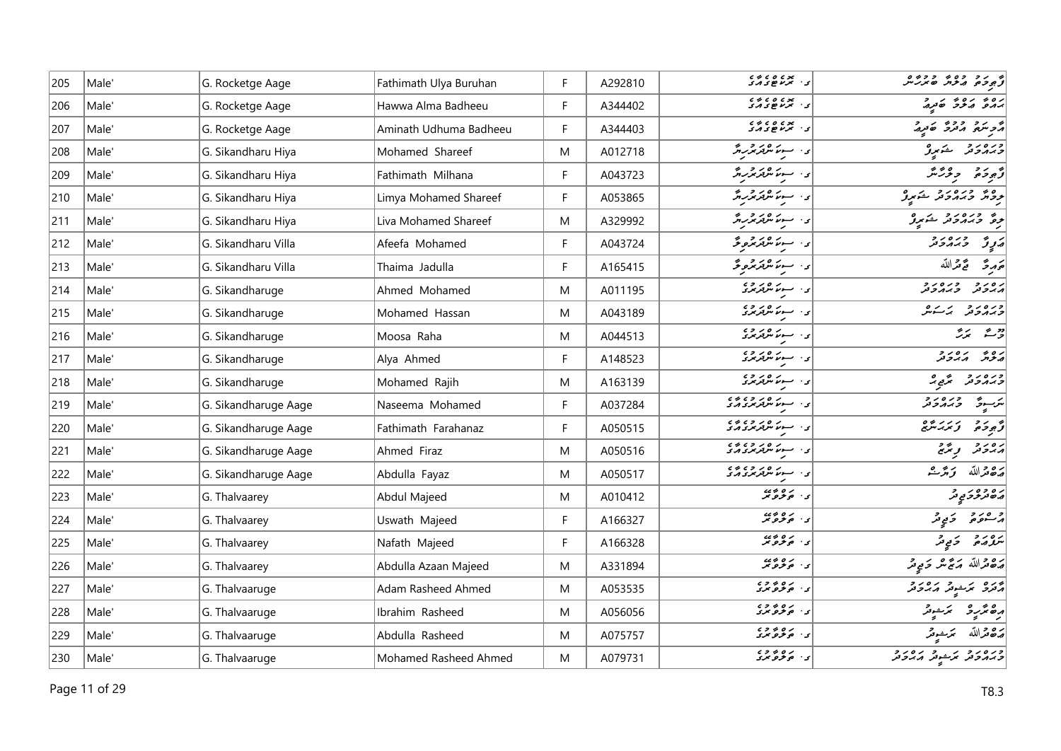| 205 | Male' | G. Rocketge Aage | Fathimath Ulya Buruhan | F | A292810 | ގ. ރޮކެޓްގެއާގެ | ފާތިމަތު އުލްޔާ ބުރުހާން |
|---|---|---|---|---|---|---|---|
| 206 | Male' | G. Rocketge Aage | Hawwa Alma Badheeu | F | A344402 | ގ. ރޮކެޓްގެއާގެ | ހައްވާ އަލްމާ ބަދީއު |
| 207 | Male' | G. Rocketge Aage | Aminath Udhuma Badheeu | F | A344403 | ގ. ރޮކެޓްގެއާގެ | އާމިނަތު އުދުމާ ބަދީއު |
| 208 | Male' | G. Sikandharu Hiya | Mohamed Shareef | M | A012718 | ގ. ސިކަންދަރުހިޔާ | މުހައްމަދު ޝަރީފު |
| 209 | Male' | G. Sikandharu Hiya | Fathimath Milhana | F | A043723 | ގ. ސިކަންދަރުހިޔާ | ފާތިމަތު މިލްހާނާ |
| 210 | Male' | G. Sikandharu Hiya | Limya Mohamed Shareef | F | A053865 | ގ. ސިކަންދަރުހިޔާ | ލިމްޔާ މުހައްމަދު ޝަރީފު |
| 211 | Male' | G. Sikandharu Hiya | Liva Mohamed Shareef | M | A329992 | ގ. ސިކަންދަރުހިޔާ | ލިވާ މުހައްމަދު ޝަރީފު |
| 212 | Male' | G. Sikandharu Villa | Afeefa Mohamed | F | A043724 | ގ. ސިކަންދަރުވިލާ | އަފީފާ މުހައްމަދު |
| 213 | Male' | G. Sikandharu Villa | Thaima Jadulla | F | A165415 | ގ. ސިކަންދަރުވިލާ | ތައިމާ ޖާދުﷲ |
| 214 | Male' | G. Sikandharuge | Ahmed Mohamed | M | A011195 | ގ. ސިކަންދަރުގެ | އަހުމަދު މުހައްމަދު |
| 215 | Male' | G. Sikandharuge | Mohamed Hassan | M | A043189 | ގ. ސިކަންދަރުގެ | މުހައްމަދު ހަސަން |
| 216 | Male' | G. Sikandharuge | Moosa Raha | M | A044513 | ގ. ސިކަންދަރުގެ | މޫސާ ރަހާ |
| 217 | Male' | G. Sikandharuge | Alya Ahmed | F | A148523 | ގ. ސިކަންދަރުގެ | އަލްޔާ އަހުމަދު |
| 218 | Male' | G. Sikandharuge | Mohamed Rajih | M | A163139 | ގ. ސިކަންދަރުގެ | މުހައްމަދު ރާޖިހު |
| 219 | Male' | G. Sikandharuge Aage | Naseema Mohamed | F | A037284 | ގ. ސިކަންދަރުގެއާގެ | ނަސީމާ މުހައްމަދު |
| 220 | Male' | G. Sikandharuge Aage | Fathimath Farahanaz | F | A050515 | ގ. ސިކަންދަރުގެއާގެ | ފާތިމަތު ފަރަހަނާޒް |
| 221 | Male' | G. Sikandharuge Aage | Ahmed Firaz | M | A050516 | ގ. ސިކަންދަރުގެއާގެ | އަހުމަދު ފިރާޒު |
| 222 | Male' | G. Sikandharuge Aage | Abdulla Fayaz | M | A050517 | ގ. ސިކަންދަރުގެއާގެ | އަބްދުﷲ ފަޔާޒް |
| 223 | Male' | G. Thalvaarey | Abdul Majeed | M | A010412 | ގ. ތަލްވާރޭ | އަބްދުލްމަޖީދު |
| 224 | Male' | G. Thalvaarey | Uswath Majeed | F | A166327 | ގ. ތަލްވާރޭ | އުސްވަތު މަޖީދު |
| 225 | Male' | G. Thalvaarey | Nafath Majeed | F | A166328 | ގ. ތަލްވާރޭ | ނަފާތު މަޖީދު |
| 226 | Male' | G. Thalvaarey | Abdulla Azaan Majeed | M | A331894 | ގ. ތަލްވާރޭ | އަބްދުﷲ އަޒާން މަޖީދު |
| 227 | Male' | G. Thalvaaruge | Adam Rasheed Ahmed | M | A053535 | ގ. ތަލްވާރުގެ | އާދަމް ރަޝީދު އަހުމަދު |
| 228 | Male' | G. Thalvaaruge | Ibrahim Rasheed | M | A056056 | ގ. ތަލްވާރުގެ | އިބްރާހީމް ރަޝީދު |
| 229 | Male' | G. Thalvaaruge | Abdulla Rasheed | M | A075757 | ގ. ތަލްވާރުގެ | އަބްދުﷲ ރަޝީދު |
| 230 | Male' | G. Thalvaaruge | Mohamed Rasheed Ahmed | M | A079731 | ގ. ތަލްވާރުގެ | މުހައްމަދު ރަޝީދު އަހުމަދު |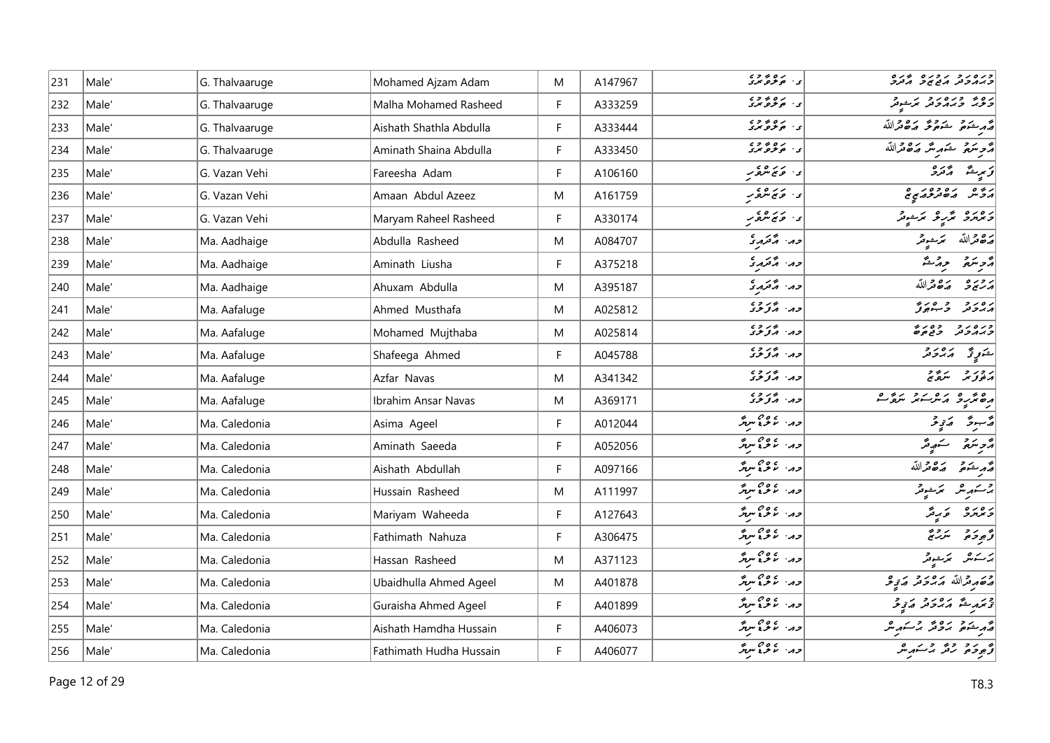| 231 | Male' | G. Thalvaaruge | Mohamed Ajzam Adam | M | A147967 | ގ. ތަލްވާރުގެ | މުހައްމަދު އަޖްޒަމް އާދަމް |
|---|---|---|---|---|---|---|---|
| 232 | Male' | G. Thalvaaruge | Malha Mohamed Rasheed | F | A333259 | ގ. ތަލްވާރުގެ | މަލްހާ މުހައްމަދު ރަޝީދު |
| 233 | Male' | G. Thalvaaruge | Aishath Shathla Abdulla | F | A333444 | ގ. ތަލްވާރުގެ | އާއިޝަތު ޝަތުލާ އަބްދުﷲ |
| 234 | Male' | G. Thalvaaruge | Aminath Shaina Abdulla | F | A333450 | ގ. ތަލްވާރުގެ | އާމިނަތު ޝައިނާ އަބްދުﷲ |
| 235 | Male' | G. Vazan Vehi | Fareesha Adam | F | A106160 | ގ. ވަޒަންވެހި | ފަރީޝާ އާދަމް |
| 236 | Male' | G. Vazan Vehi | Amaan Abdul Azeez | M | A161759 | ގ. ވަޒަންވެހި | އަމާން އަބްދުލްއަޒީޒް |
| 237 | Male' | G. Vazan Vehi | Maryam Raheel Rasheed | F | A330174 | ގ. ވަޒަންވެހި | މަރްޔަމް ރަހީލް ރަޝީދު |
| 238 | Male' | Ma. Aadhaige | Abdulla Rasheed | M | A084707 | މއ. އާދައިގެ | އަބްދުﷲ ރަޝީދު |
| 239 | Male' | Ma. Aadhaige | Aminath Liusha | F | A375218 | މއ. އާދައިގެ | އާމިނަތު ލިއުޝާ |
| 240 | Male' | Ma. Aadhaige | Ahuxam Abdulla | M | A395187 | މއ. އާދައިގެ | އަހުޒަމް އަބްދުﷲ |
| 241 | Male' | Ma. Aafaluge | Ahmed Musthafa | M | A025812 | މއ. އާފަލުގެ | އަހްމަދު މުސްތަފާ |
| 242 | Male' | Ma. Aafaluge | Mohamed Mujthaba | M | A025814 | މއ. އާފަލުގެ | މުހައްމަދު މުޖްތަބާ |
| 243 | Male' | Ma. Aafaluge | Shafeega Ahmed | F | A045788 | މއ. އާފަލުގެ | ޝަފީގާ އަހްމަދު |
| 244 | Male' | Ma. Aafaluge | Azfar Navas | M | A341342 | މއ. އާފަލުގެ | އަޒްފަރު ނަވާޒް |
| 245 | Male' | Ma. Aafaluge | Ibrahim Ansar Navas | M | A369171 | މއ. އާފަލުގެ | އިބްރާހީމް އަންސަރު ނަވާސް |
| 246 | Male' | Ma. Caledonia | Asima Ageel | F | A012044 | މއ. ކެލެޑޯނިއާ | އާސިމާ އަގީލް |
| 247 | Male' | Ma. Caledonia | Aminath Saeeda | F | A052056 | މއ. ކެލެޑޯނިއާ | އާމިނަތު ސައީދާ |
| 248 | Male' | Ma. Caledonia | Aishath Abdullah | F | A097166 | މއ. ކެލެޑޯނިއާ | އާއިޝަތު އަބްދުﷲ |
| 249 | Male' | Ma. Caledonia | Hussain Rasheed | M | A111997 | މއ. ކެލެޑޯނިއާ | ހުސައިން ރަޝީދު |
| 250 | Male' | Ma. Caledonia | Mariyam Waheeda | F | A127643 | މއ. ކެލެޑޯނިއާ | މަރިޔަމް ވަހީދާ |
| 251 | Male' | Ma. Caledonia | Fathimath Nahuza | F | A306475 | މއ. ކެލެޑޯނިއާ | ފާތިމަތު ނަހުޒާ |
| 252 | Male' | Ma. Caledonia | Hassan Rasheed | M | A371123 | މއ. ކެލެޑޯނިއާ | ހަސަން ރަޝީދު |
| 253 | Male' | Ma. Caledonia | Ubaidhulla Ahmed Ageel | M | A401878 | މއ. ކެލެޑޯނިއާ | އުބައިދުﷲ އަހްމަދު އަގީލް |
| 254 | Male' | Ma. Caledonia | Guraisha Ahmed Ageel | F | A401899 | މއ. ކެލެޑޯނިއާ | ގުރައިޝާ އަހްމަދު އަގީލް |
| 255 | Male' | Ma. Caledonia | Aishath Hamdha Hussain | F | A406073 | މއ. ކެލެޑޯނިއާ | އާއިޝަތު ހަމްދާ ހުސައިން |
| 256 | Male' | Ma. Caledonia | Fathimath Hudha Hussain | F | A406077 | މއ. ކެލެޑޯނިއާ | ފާތިމަތު ހުދާ ހުސައިން |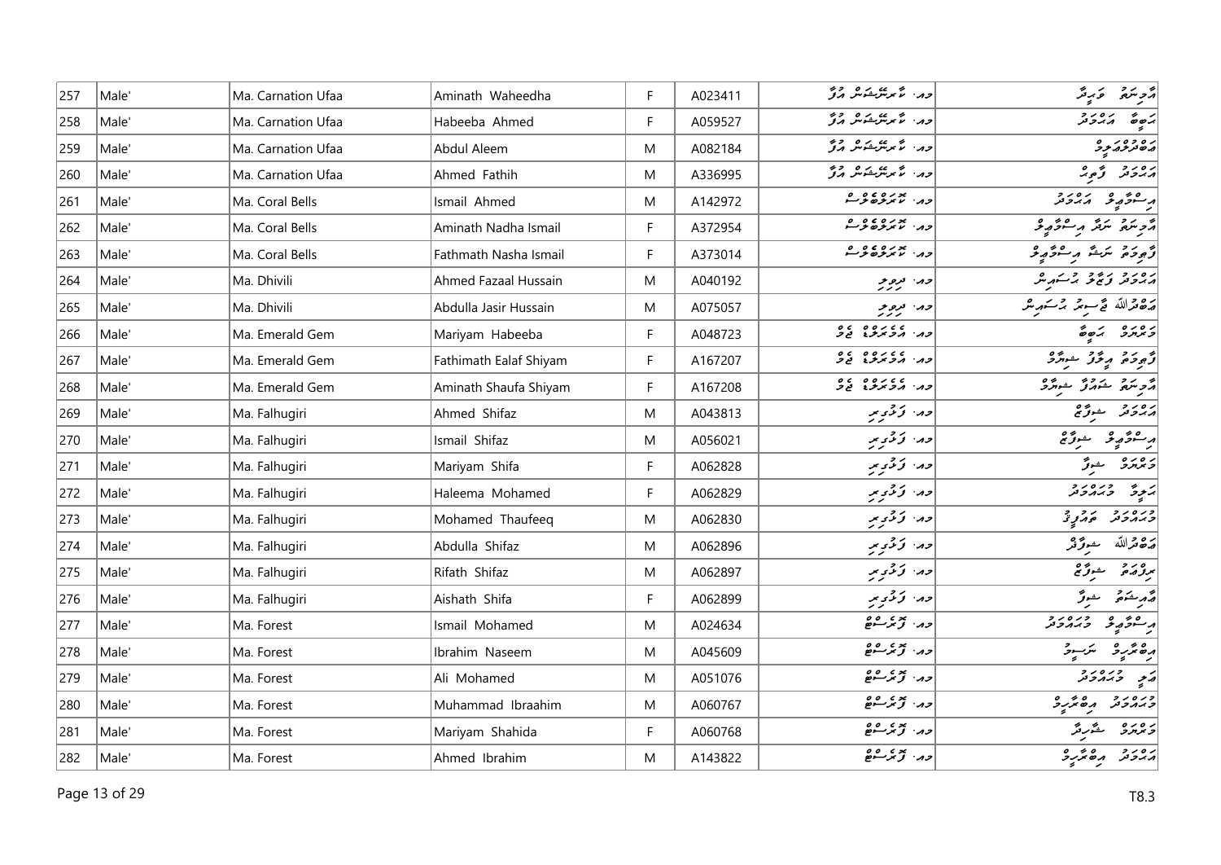| 257 | Male' | Ma. Carnation Ufaa | Aminath Waheedha | F | A023411 | މއ. ކާރނޭޝަން އުފާ | އާމިނަތު ވަހީދާ |
|---|---|---|---|---|---|---|---|
| 258 | Male' | Ma. Carnation Ufaa | Habeeba Ahmed | F | A059527 | މއ. ކާރނޭޝަން އުފާ | ހަބީބާ އަހުމަދު |
| 259 | Male' | Ma. Carnation Ufaa | Abdul Aleem | M | A082184 | މއ. ކާރނޭޝަން އުފާ | އަބްދުލްޢަލީމް |
| 260 | Male' | Ma. Carnation Ufaa | Ahmed Fathih | M | A336995 | މއ. ކާރނޭޝަން އުފާ | އަހުމަދު ފާތިހް |
| 261 | Male' | Ma. Coral Bells | Ismail Ahmed | M | A142972 | މއ. ކޯރަލްބެލްސް | އިސްމާއީލް އަހުމަދު |
| 262 | Male' | Ma. Coral Bells | Aminath Nadha Ismail | F | A372954 | މއ. ކޯރަލްބެލްސް | އާމިނަތު ނަދާ އިސްމާއީލް |
| 263 | Male' | Ma. Coral Bells | Fathmath Nasha Ismail | F | A373014 | މއ. ކޯރަލްބެލްސް | ފާތިމަތު ނަޝާ އިސްމާއީލް |
| 264 | Male' | Ma. Dhivili | Ahmed Fazaal Hussain | M | A040192 | މއ. ދިވިލި | އަހުމަދު ފަޟާލް ހުސައިން |
| 265 | Male' | Ma. Dhivili | Abdulla Jasir Hussain | M | A075057 | މއ. ދިވިލި | އަބްދުالله ޖާސިރު ހުސައިން |
| 266 | Male' | Ma. Emerald Gem | Mariyam Habeeba | F | A048723 | މއ. އެމެރަލްޑް ޖެމް | މަރިޔަމް ހަބީބާ |
| 267 | Male' | Ma. Emerald Gem | Fathimath Ealaf Shiyam | F | A167207 | މއ. އެމެރަލްޑް ޖެމް | ފާތިމަތު އީލާފް ޝިޔާމް |
| 268 | Male' | Ma. Emerald Gem | Aminath Shaufa Shiyam | F | A167208 | މއ. އެމެރަލްޑް ޖެމް | އާމިނަތު ޝައުފާ ޝިޔާމް |
| 269 | Male' | Ma. Falhugiri | Ahmed Shifaz | M | A043813 | މއ. ފަޅުގިރި | އަހުމަދު ޝިފާޒް |
| 270 | Male' | Ma. Falhugiri | Ismail Shifaz | M | A056021 | މއ. ފަޅުގިރި | އިސްމާއީލް ޝިފާޒް |
| 271 | Male' | Ma. Falhugiri | Mariyam Shifa | F | A062828 | މއ. ފަޅުގިރި | މަރިޔަމް ޝިފާ |
| 272 | Male' | Ma. Falhugiri | Haleema Mohamed | F | A062829 | މއ. ފަޅުގިރި | ހަލީމާ މުހައްމަދު |
| 273 | Male' | Ma. Falhugiri | Mohamed Thaufeeq | M | A062830 | މއ. ފަޅުގިރި | މުހައްމަދު ތައުފީޤު |
| 274 | Male' | Ma. Falhugiri | Abdulla Shifaz | M | A062896 | މއ. ފަޅުގިރި | އަބްދުالله ޝިފާޒް |
| 275 | Male' | Ma. Falhugiri | Rifath Shifaz | M | A062897 | މއ. ފަޅުގިރި | ރިފްޢަތު ޝިފާޒް |
| 276 | Male' | Ma. Falhugiri | Aishath Shifa | F | A062899 | މއ. ފަޅުގިރި | އާއިޝަތު ޝިފާ |
| 277 | Male' | Ma. Forest | Ismail Mohamed | M | A024634 | މއ. ފޮރެސްޓް | އިސްމާއީލް މުހައްމަދު |
| 278 | Male' | Ma. Forest | Ibrahim Naseem | M | A045609 | މއ. ފޮރެސްޓް | އިބްރާހީމް ނަސީމް |
| 279 | Male' | Ma. Forest | Ali Mohamed | M | A051076 | މއ. ފޮރެސްޓް | އަލި މުހައްމަދު |
| 280 | Male' | Ma. Forest | Muhammad Ibraahim | M | A060767 | މއ. ފޮރެސްޓް | މުހައްމަދު އިބްރާހީމް |
| 281 | Male' | Ma. Forest | Mariyam Shahida | F | A060768 | މއ. ފޮރެސްޓް | މަރިޔަމް ޝާހިދާ |
| 282 | Male' | Ma. Forest | Ahmed Ibrahim | M | A143822 | މއ. ފޮރެސްޓް | އަހުމަދު އިބްރާހީމް |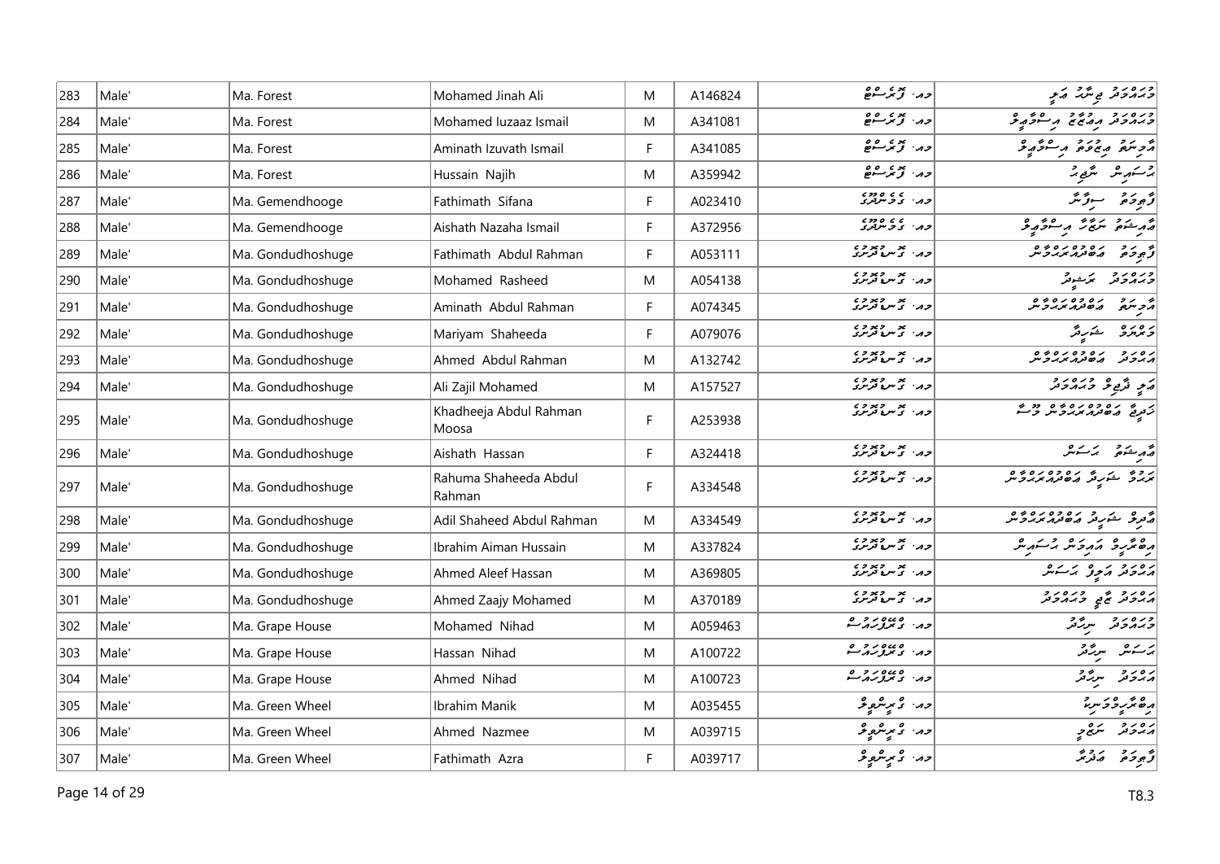| 283 | Male' | Ma. Forest | Mohamed Jinah Ali | M | A146824 | މއ. ފޮރެސްޓް | މުހައްމަދު ޖިނާހް އަލި |
|---|---|---|---|---|---|---|---|
| 284 | Male' | Ma. Forest | Mohamed Iuzaaz Ismail | M | A341081 | މއ. ފޮރެސްޓް | މުހައްމަދު އިއުޒާޒް އިސްމާޢީލް |
| 285 | Male' | Ma. Forest | Aminath Izuvath Ismail | F | A341085 | މއ. ފޮރެސްޓް | އާމިނަތު އިޒުވަތު އިސްމާޢީލް |
| 286 | Male' | Ma. Forest | Hussain Najih | M | A359942 | މއ. ފޮރެސްޓް | ހުސައިން ނާޖިހު |
| 287 | Male' | Ma. Gemendhooge | Fathimath Sifana | F | A023410 | މއ. ގެމެންދޫގެ | ފާތިމަތު ސިފާނާ |
| 288 | Male' | Ma. Gemendhooge | Aishath Nazaha Ismail | F | A372956 | މއ. ގެމެންދޫގެ | އައިޝަތު ނަޒާހާ އިސްމާޢީލް |
| 289 | Male' | Ma. Gondudhoshuge | Fathimath Abdul Rahman | F | A053111 | މއ. ގޮނޑުދޮށުގެ | ފާތިމަތު އަބްދުއްރަޙްމާން |
| 290 | Male' | Ma. Gondudhoshuge | Mohamed Rasheed | M | A054138 | މއ. ގޮނޑުދޮށުގެ | މުހައްމަދު ރަޝީދު |
| 291 | Male' | Ma. Gondudhoshuge | Aminath Abdul Rahman | F | A074345 | މއ. ގޮނޑުދޮށުގެ | އާމިނަތު އަބްދުއްރަޙްމާން |
| 292 | Male' | Ma. Gondudhoshuge | Mariyam Shaheeda | F | A079076 | މއ. ގޮނޑުދޮށުގެ | މަރިޔަމް ޝަހީދާ |
| 293 | Male' | Ma. Gondudhoshuge | Ahmed Abdul Rahman | M | A132742 | މއ. ގޮނޑުދޮށުގެ | އަހުމަދު އަބްދުއްރަޙްމާން |
| 294 | Male' | Ma. Gondudhoshuge | Ali Zajil Mohamed | M | A157527 | މއ. ގޮނޑުދޮށުގެ | އަލި ޒާޖިލް މުހައްމަދު |
| 295 | Male' | Ma. Gondudhoshuge | Khadheeja Abdul Rahman Moosa | F | A253938 | މއ. ގޮނޑުދޮށުގެ | ޚަދީޖާ އަބްދުއްރަޙްމާން މޫސާ |
| 296 | Male' | Ma. Gondudhoshuge | Aishath Hassan | F | A324418 | މއ. ގޮނޑުދޮށުގެ | އައިޝަތު ހަސަން |
| 297 | Male' | Ma. Gondudhoshuge | Rahuma Shaheeda Abdul Rahman | F | A334548 | މއ. ގޮނޑުދޮށުގެ | ރަޙުމާ ޝަހީދާ އަބްދުއްރަޙްމާން |
| 298 | Male' | Ma. Gondudhoshuge | Adil Shaheed Abdul Rahman | M | A334549 | މއ. ގޮނޑުދޮށުގެ | އާދިލް ޝަހީދު އަބްދުއްރަޙްމާން |
| 299 | Male' | Ma. Gondudhoshuge | Ibrahim Aiman Hussain | M | A337824 | މއ. ގޮނޑުދޮށުގެ | އިބްރާހީމް އައިމަން ހުސައިން |
| 300 | Male' | Ma. Gondudhoshuge | Ahmed Aleef Hassan | M | A369805 | މއ. ގޮނޑުދޮށުގެ | އަހުމަދު އަލީފް ހަސަން |
| 301 | Male' | Ma. Gondudhoshuge | Ahmed Zaajy Mohamed | M | A370189 | މއ. ގޮނޑުދޮށުގެ | އަހުމަދު ޒާޖީ މުހައްމަދު |
| 302 | Male' | Ma. Grape House | Mohamed Nihad | M | A059463 | މއ. ގްރޭޕްހައުސް | މުހައްމަދު ނިހާދު |
| 303 | Male' | Ma. Grape House | Hassan Nihad | M | A100722 | މއ. ގްރޭޕްހައުސް | ހަސަން ނިހާދު |
| 304 | Male' | Ma. Grape House | Ahmed Nihad | M | A100723 | މއ. ގްރޭޕްހައުސް | އަހުމަދު ނިހާދު |
| 305 | Male' | Ma. Green Wheel | Ibrahim Manik | M | A035455 | މއ. ގްރީންވީލް | އިބްރާހީމްމަނިކު |
| 306 | Male' | Ma. Green Wheel | Ahmed Nazmee | M | A039715 | މއ. ގްރީންވީލް | އަހުމަދު ނަޒްމީ |
| 307 | Male' | Ma. Green Wheel | Fathimath Azra | F | A039717 | މއ. ގްރީންވީލް | ފާތިމަތު އަޒްރާ |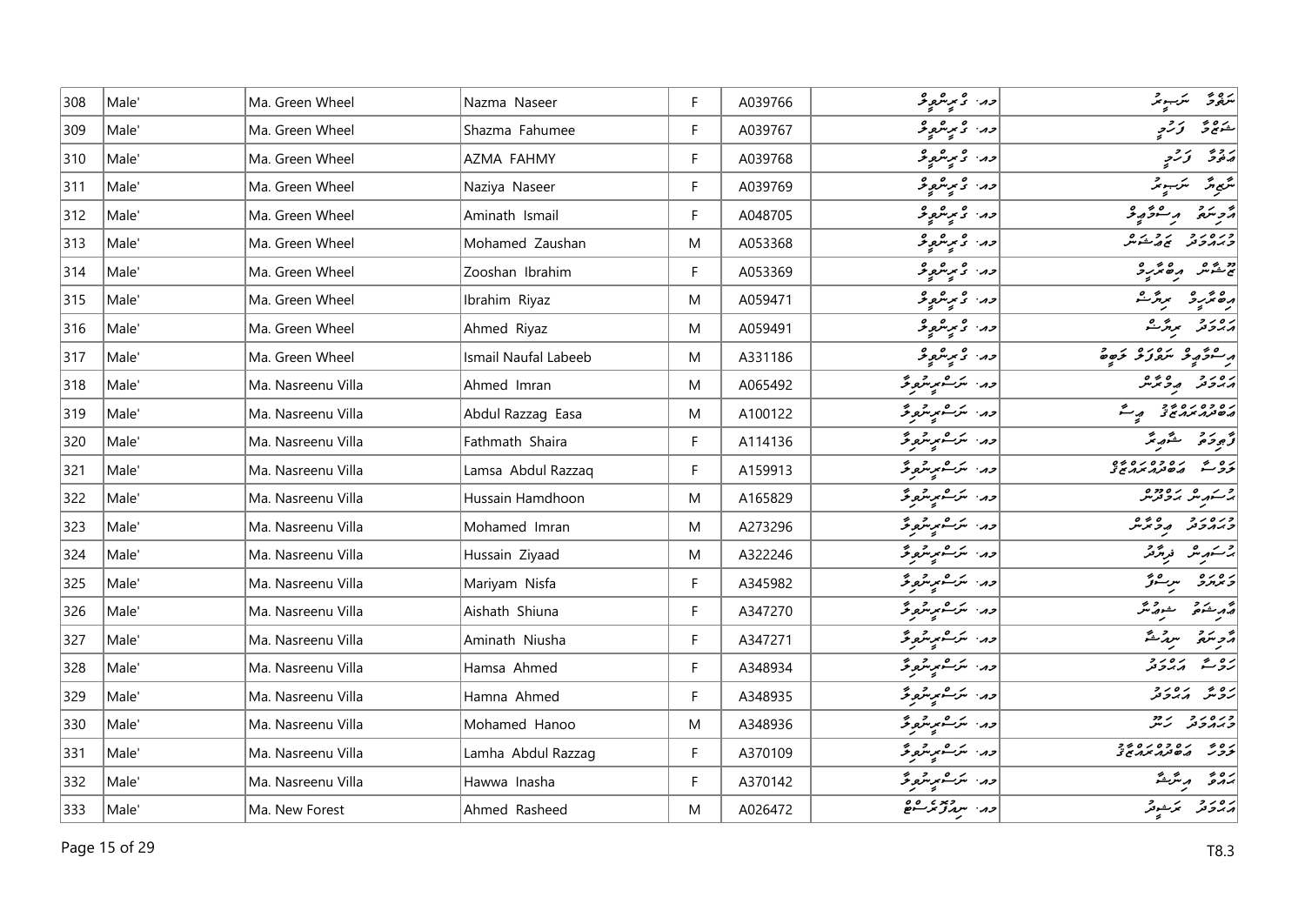| 308 | Male' | Ma. Green Wheel | Nazma Naseer | F | A039766 | މއ. ގްރީންވީލް | ނަޒްމާ ނަސީރު |
|---|---|---|---|---|---|---|---|
| 309 | Male' | Ma. Green Wheel | Shazma Fahumee | F | A039767 | މއ. ގްރީންވީލް | ޝަޒްމާ ފަހުމީ |
| 310 | Male' | Ma. Green Wheel | AZMA FAHMY | F | A039768 | މއ. ގްރީންވީލް | އަޒްމާ ފަހުމީ |
| 311 | Male' | Ma. Green Wheel | Naziya Naseer | F | A039769 | މއ. ގްރީންވީލް | ނާޒިޔާ ނަސީރު |
| 312 | Male' | Ma. Green Wheel | Aminath Ismail | F | A048705 | މއ. ގްރީންވީލް | އާމިނަތު އިސްމާޢީލު |
| 313 | Male' | Ma. Green Wheel | Mohamed Zaushan | M | A053368 | މއ. ގްރީންވީލް | މުޙައްމަދު ޒައުޝަން |
| 314 | Male' | Ma. Green Wheel | Zooshan Ibrahim | F | A053369 | މއ. ގްރީންވީލް | ޒޫޝާން އިބްރާހިމް |
| 315 | Male' | Ma. Green Wheel | Ibrahim Riyaz | M | A059471 | މއ. ގްރީންވީލް | އިބްރާހިމް ރިޔާޒު |
| 316 | Male' | Ma. Green Wheel | Ahmed Riyaz | M | A059491 | މއ. ގްރީންވީލް | އަޙްމަދު ރިޔާޒު |
| 317 | Male' | Ma. Green Wheel | Ismail Naufal Labeeb | M | A331186 | މއ. ގްރީންވީލް | އިސްމާޢީލް ނަޢުފަލް ލަބީބު |
| 318 | Male' | Ma. Nasreenu Villa | Ahmed Imran | M | A065492 | މއ. ނަސްރީނުވިލާ | އަޙްމަދު އިމްރާން |
| 319 | Male' | Ma. Nasreenu Villa | Abdul Razzag Easa | M | A100122 | މއ. ނަސްރީނުވިލާ | އަބްދުއްރައްޒާގު ޢީސާ |
| 320 | Male' | Ma. Nasreenu Villa | Fathmath Shaira | F | A114136 | މއ. ނަސްރީނުވިލާ | ފާތިމަތު ޝާއިރާ |
| 321 | Male' | Ma. Nasreenu Villa | Lamsa Abdul Razzaq | F | A159913 | މއ. ނަސްރީނުވިލާ | ލަމްސާ އަބްދުއްރައްޒާޤު |
| 322 | Male' | Ma. Nasreenu Villa | Hussain Hamdhoon | M | A165829 | މއ. ނަސްރީނުވިލާ | ޙުސައިން ހަމްދޫން |
| 323 | Male' | Ma. Nasreenu Villa | Mohamed Imran | M | A273296 | މއ. ނަސްރީނުވިލާ | މުޙައްމަދު އިމްރާން |
| 324 | Male' | Ma. Nasreenu Villa | Hussain Ziyaad | M | A322246 | މއ. ނަސްރީނުވިލާ | ޙުސައިން ޒިޔާދު |
| 325 | Male' | Ma. Nasreenu Villa | Mariyam Nisfa | F | A345982 | މއ. ނަސްރީނުވިލާ | މަރިޔަމް ނިސްފާ |
| 326 | Male' | Ma. Nasreenu Villa | Aishath Shiuna | F | A347270 | މއ. ނަސްރީނުވިލާ | އާއިޝަތު ޝިއުނާ |
| 327 | Male' | Ma. Nasreenu Villa | Aminath Niusha | F | A347271 | މއ. ނަސްރީނުވިލާ | އާމިނަތު ނިއުޝާ |
| 328 | Male' | Ma. Nasreenu Villa | Hamsa Ahmed | F | A348934 | މއ. ނަސްރީނުވިލާ | ހަމްސާ އަޙްމަދު |
| 329 | Male' | Ma. Nasreenu Villa | Hamna Ahmed | F | A348935 | މއ. ނަސްރީނުވިލާ | ހަމްނާ އަޙްމަދު |
| 330 | Male' | Ma. Nasreenu Villa | Mohamed Hanoo | M | A348936 | މއ. ނަސްރީނުވިލާ | މުޙައްމަދު ހަނޫ |
| 331 | Male' | Ma. Nasreenu Villa | Lamha Abdul Razzag | F | A370109 | މއ. ނަސްރީނުވިލާ | ލަމްހާ އަބްދުއްރައްޒާގު |
| 332 | Male' | Ma. Nasreenu Villa | Hawwa Inasha | F | A370142 | މއ. ނަސްރީނުވިލާ | ހައްވާ އިނާޝާ |
| 333 | Male' | Ma. New Forest | Ahmed Rasheed | M | A026472 | މއ. ނިއުފޮރެސްޓް | އަޙްމަދު ރަޝީދު |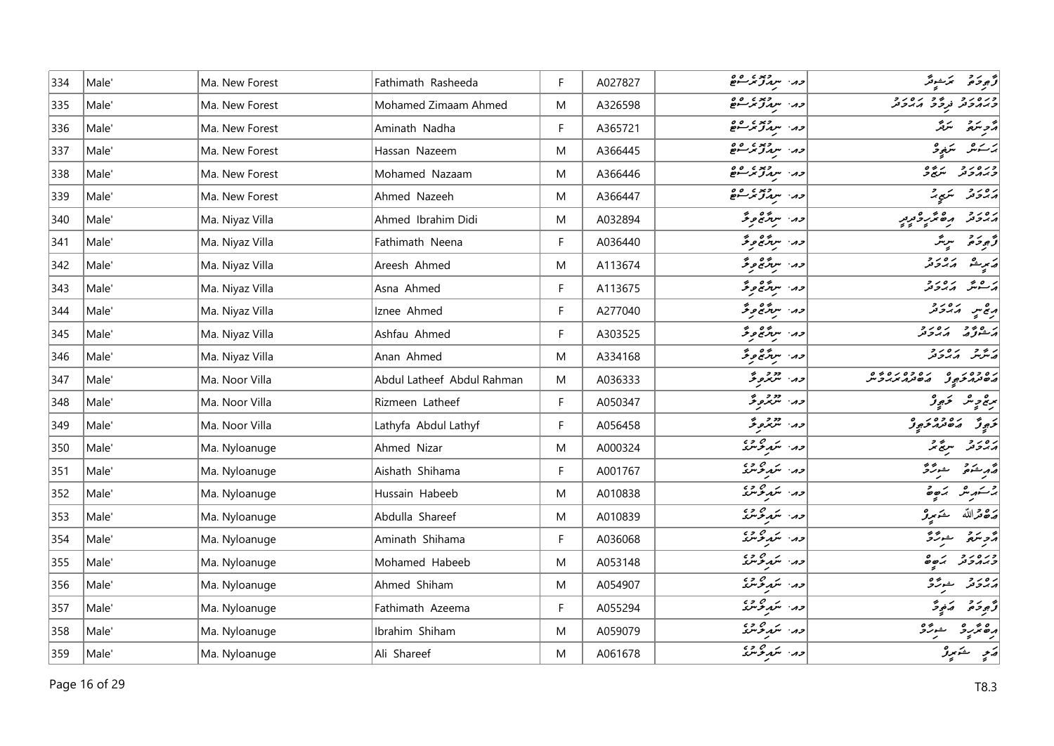| 334 | Male' | Ma. New Forest | Fathimath Rasheeda | F | A027827 | މއ. ނިއުފޮރެސްޓް | ފާތިމަތު ރަޝީދާ |
|---|---|---|---|---|---|---|---|
| 335 | Male' | Ma. New Forest | Mohamed Zimaam Ahmed | M | A326598 | މއ. ނިއުފޮރެސްޓް | މުހައްމަދު ޒިމާމް އަހްމަދު |
| 336 | Male' | Ma. New Forest | Aminath Nadha | F | A365721 | މއ. ނިއުފޮރެސްޓް | އާމިނަތު ނަދާ |
| 337 | Male' | Ma. New Forest | Hassan Nazeem | M | A366445 | މއ. ނިއުފޮރެސްޓް | ހަސަން ނަޒީމް |
| 338 | Male' | Ma. New Forest | Mohamed Nazaam | M | A366446 | މއ. ނިއުފޮރެސްޓް | މުހައްމަދު ނަޒާމް |
| 339 | Male' | Ma. New Forest | Ahmed Nazeeh | M | A366447 | މއ. ނިއުފޮރެސްޓް | އަހްމަދު ނަޒީހު |
| 340 | Male' | Ma. Niyaz Villa | Ahmed Ibrahim Didi | M | A032894 | މއ. ނިޔާޒްވިލާ | އަހްމަދު އިބްރާހީމްދީދީ |
| 341 | Male' | Ma. Niyaz Villa | Fathimath Neena | F | A036440 | މއ. ނިޔާޒްވިލާ | ފާތިމަތު ނީނާ |
| 342 | Male' | Ma. Niyaz Villa | Areesh Ahmed | M | A113674 | މއ. ނިޔާޒްވިލާ | އަރީޝް އަހްމަދު |
| 343 | Male' | Ma. Niyaz Villa | Asna Ahmed | F | A113675 | މއ. ނިޔާޒްވިލާ | އަސްނާ އަހްމަދު |
| 344 | Male' | Ma. Niyaz Villa | Iznee Ahmed | F | A277040 | މއ. ނިޔާޒްވިލާ | އިޒްނީ އަހްމަދު |
| 345 | Male' | Ma. Niyaz Villa | Ashfau Ahmed | F | A303525 | މއ. ނިޔާޒްވިލާ | އަޝްފާއު އަހްމަދު |
| 346 | Male' | Ma. Niyaz Villa | Anan Ahmed | M | A334168 | މއ. ނިޔާޒްވިލާ | އަނާން އަހްމަދު |
| 347 | Male' | Ma. Noor Villa | Abdul Latheef Abdul Rahman | M | A036333 | މއ. ނޫރުވިލާ | އަބްދުއްލަޠީފް އަބްދުއްރަހްމާން |
| 348 | Male' | Ma. Noor Villa | Rizmeen Latheef | F | A050347 | މއ. ނޫރުވިލާ | ރިޒްމީން ލަޠީފް |
| 349 | Male' | Ma. Noor Villa | Lathyfa Abdul Lathyf | F | A056458 | މއ. ނޫރުވިލާ | ލަޠީފާ އަބްދުއްލަޠީފް |
| 350 | Male' | Ma. Nyloanuge | Ahmed Nizar | M | A000324 | މއ. ނައިލޯނުގެ | އަހްމަދު ނިޒާރު |
| 351 | Male' | Ma. Nyloanuge | Aishath Shihama | F | A001767 | މއ. ނައިލޯނުގެ | އާއިޝަތު ޝިހާމާ |
| 352 | Male' | Ma. Nyloanuge | Hussain Habeeb | M | A010838 | މއ. ނައިލޯނުގެ | ހުސައިން ހަބީބު |
| 353 | Male' | Ma. Nyloanuge | Abdulla Shareef | M | A010839 | މއ. ނައިލޯނުގެ | އަބްދުﷲ ޝަރީފް |
| 354 | Male' | Ma. Nyloanuge | Aminath Shihama | F | A036068 | މއ. ނައިލޯނުގެ | އާމިނަތު ޝިހާމާ |
| 355 | Male' | Ma. Nyloanuge | Mohamed Habeeb | M | A053148 | މއ. ނައިލޯނުގެ | މުހައްމަދު ހަބީބު |
| 356 | Male' | Ma. Nyloanuge | Ahmed Shiham | M | A054907 | މއ. ނައިލޯނުގެ | އަހްމަދު ޝިހާމް |
| 357 | Male' | Ma. Nyloanuge | Fathimath Azeema | F | A055294 | މއ. ނައިލޯނުގެ | ފާތިމަތު އަޒީމާ |
| 358 | Male' | Ma. Nyloanuge | Ibrahim Shiham | M | A059079 | މއ. ނައިލޯނުގެ | އިބްރާހީމް ޝިހާމް |
| 359 | Male' | Ma. Nyloanuge | Ali Shareef | M | A061678 | މއ. ނައިލޯނުގެ | އަލީ ޝަރީފް |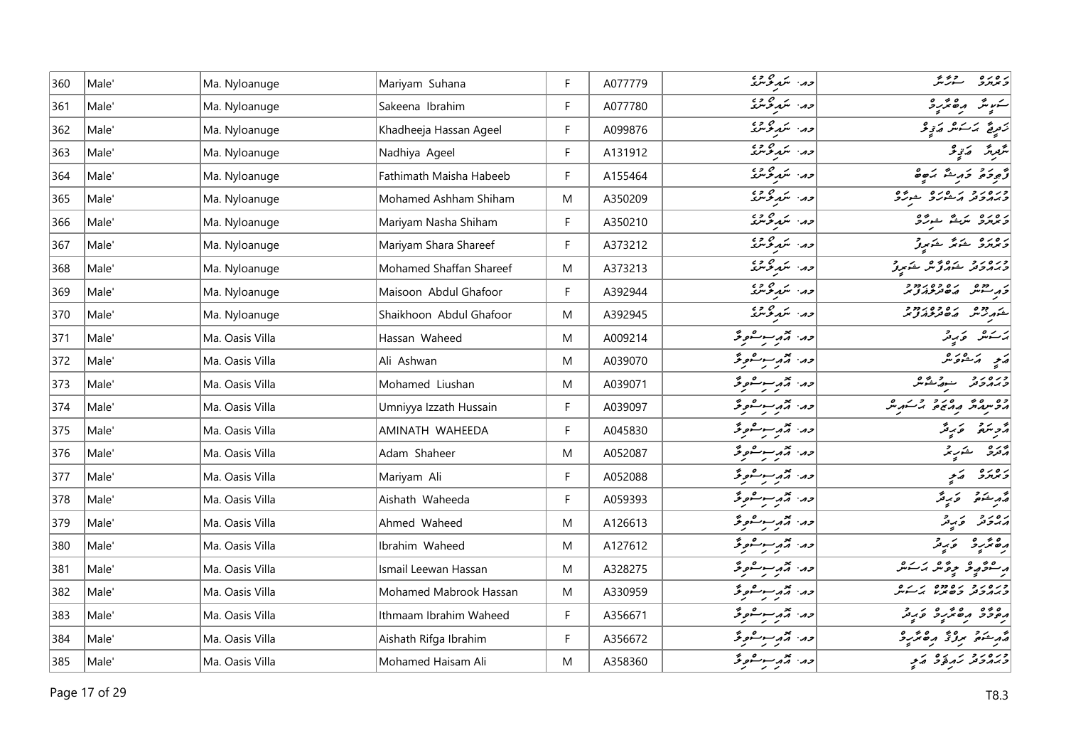| 360 | Male' | Ma. Nyloanuge | Mariyam Suhana | F | A077779 | މއ. ނައިލޯނުގެ | މަރިޔަމް ސުހާނާ |
|---|---|---|---|---|---|---|---|
| 361 | Male' | Ma. Nyloanuge | Sakeena Ibrahim | F | A077780 | މއ. ނައިލޯނުގެ | ސަކީނާ އިބްރާހިމް |
| 362 | Male' | Ma. Nyloanuge | Khadheeja Hassan Ageel | F | A099876 | މއ. ނައިލޯނުގެ | ޚަދީޖާ ހަސަން އަގީލް |
| 363 | Male' | Ma. Nyloanuge | Nadhiya Ageel | F | A131912 | މއ. ނައިލޯނުގެ | ނާދިޔާ އަގީލް |
| 364 | Male' | Ma. Nyloanuge | Fathimath Maisha Habeeb | F | A155464 | މއ. ނައިލޯނުގެ | ފާތިމަތު މައިޝާ ހަބީބު |
| 365 | Male' | Ma. Nyloanuge | Mohamed Ashham Shiham | M | A350209 | މއ. ނައިލޯނުގެ | މުޙައްމަދު އަށްހާމް ޝިހާމް |
| 366 | Male' | Ma. Nyloanuge | Mariyam Nasha Shiham | F | A350210 | މއ. ނައިލޯނުގެ | މަރިޔަމް ނަޝާ ޝިހާމް |
| 367 | Male' | Ma. Nyloanuge | Mariyam Shara Shareef | F | A373212 | މއ. ނައިލޯނުގެ | މަރިޔަމް ޝަރާ ޝަރީފު |
| 368 | Male' | Ma. Nyloanuge | Mohamed Shaffan Shareef | M | A373213 | މއ. ނައިލޯނުގެ | މުޙައްމަދު ޝައްފާން ޝަރީފު |
| 369 | Male' | Ma. Nyloanuge | Maisoon Abdul Ghafoor | F | A392944 | މއ. ނައިލޯނުގެ | މައިސޫން އަބްދުލްޣަފޫރު |
| 370 | Male' | Ma. Nyloanuge | Shaikhoon Abdul Ghafoor | M | A392945 | މއ. ނައިލޯނުގެ | ޝައިޚޫން އަބްދުލްޣަފޫރު |
| 371 | Male' | Ma. Oasis Villa | Hassan Waheed | M | A009214 | މއ. އޯއެސިސްވިލާ | ހަސަން ވަޙީދު |
| 372 | Male' | Ma. Oasis Villa | Ali Ashwan | M | A039070 | މއ. އޯއެސިސްވިލާ | އަލި އަޝްވަން |
| 373 | Male' | Ma. Oasis Villa | Mohamed Liushan | M | A039071 | މއ. އޯއެސިސްވިލާ | މުޙައްމަދު ލިއުޝާން |
| 374 | Male' | Ma. Oasis Villa | Umniyya Izzath Hussain | F | A039097 | މއ. އޯއެސިސްވިލާ | އުމްނިއްޔާ އިއްޒަތު ހުސައިން |
| 375 | Male' | Ma. Oasis Villa | AMINATH WAHEEDA | F | A045830 | މއ. އޯއެސިސްވިލާ | އާމިނަތު ވަހީދާ |
| 376 | Male' | Ma. Oasis Villa | Adam Shaheer | M | A052087 | މއ. އޯއެސިސްވިލާ | އާދަމް ޝަހީރު |
| 377 | Male' | Ma. Oasis Villa | Mariyam Ali | F | A052088 | މއ. އޯއެސިސްވިލާ | މަރިޔަމް އަލި |
| 378 | Male' | Ma. Oasis Villa | Aishath Waheeda | F | A059393 | މއ. އޯއެސިސްވިލާ | އާއިޝަތު ވަހީދާ |
| 379 | Male' | Ma. Oasis Villa | Ahmed Waheed | M | A126613 | މއ. އޯއެސިސްވިލާ | އަޙްމަދު ވަހީދު |
| 380 | Male' | Ma. Oasis Villa | Ibrahim Waheed | M | A127612 | މއ. އޯއެސިސްވިލާ | އިބްރާހިމް ވަހީދު |
| 381 | Male' | Ma. Oasis Villa | Ismail Leewan Hassan | M | A328275 | މއ. އޯއެސިސްވިލާ | އިސްމާއީލް ލީވާން ހަސަން |
| 382 | Male' | Ma. Oasis Villa | Mohamed Mabrook Hassan | M | A330959 | މއ. އޯއެސިސްވިލާ | މުޙައްމަދު މަބްރޫކު ހަސަން |
| 383 | Male' | Ma. Oasis Villa | Ithmaam Ibrahim Waheed | F | A356671 | މއ. އޯއެސިސްވިލާ | އިތުމާމް އިބްރާހިމް ވަހީދު |
| 384 | Male' | Ma. Oasis Villa | Aishath Rifga Ibrahim | F | A356672 | މއ. އޯއެސިސްވިލާ | އާއިޝަތު ރިފްގާ އިބްރާހިމް |
| 385 | Male' | Ma. Oasis Villa | Mohamed Haisam Ali | M | A358360 | މއ. އޯއެސިސްވިލާ | މުޙައްމަދު ހައިސަމް އަލި |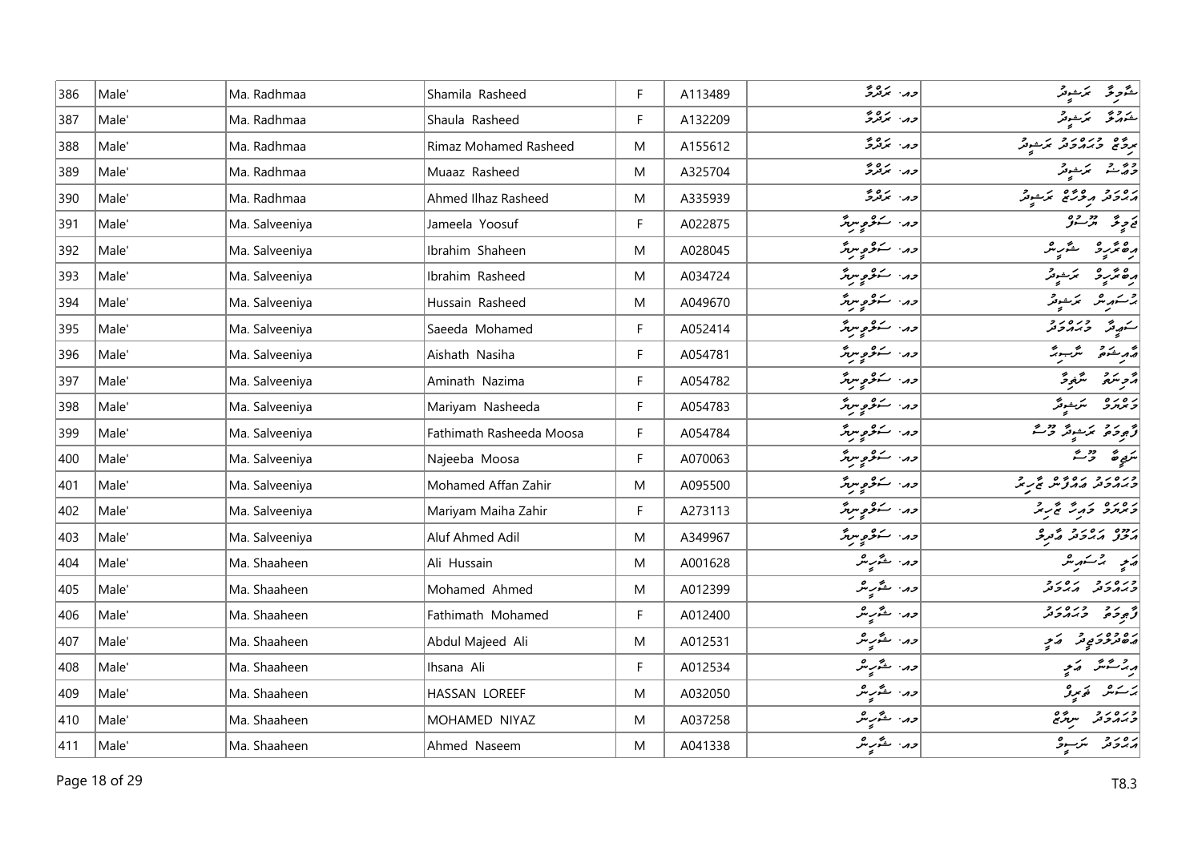| 386 | Male' | Ma. Radhmaa | Shamila Rasheed | F | A113489 | މއ. ރަދްމާ | ޝާމިލާ ރަޝީދު |
|---|---|---|---|---|---|---|---|
| 387 | Male' | Ma. Radhmaa | Shaula Rasheed | F | A132209 | މއ. ރަދްމާ | ޝައުލާ ރަޝީދު |
| 388 | Male' | Ma. Radhmaa | Rimaz Mohamed Rasheed | M | A155612 | މއ. ރަދްމާ | ރިމާޒް މުހައްމަދު ރަޝީދު |
| 389 | Male' | Ma. Radhmaa | Muaaz Rasheed | M | A325704 | މއ. ރަދްމާ | މުޢާޛް ރަޝީދު |
| 390 | Male' | Ma. Radhmaa | Ahmed Ilhaz Rasheed | M | A335939 | މއ. ރަދްމާ | އަހްމަދު އިލްހާޒް ރަޝީދު |
| 391 | Male' | Ma. Salveeniya | Jameela Yoosuf | F | A022875 | މއ. ސަލްވީނިޔާ | ޖަމީލާ ޔޫސުފް |
| 392 | Male' | Ma. Salveeniya | Ibrahim Shaheen | M | A028045 | މއ. ސަލްވީނިޔާ | އިބްރާހީމް ޝާހީން |
| 393 | Male' | Ma. Salveeniya | Ibrahim Rasheed | M | A034724 | މއ. ސަލްވީނިޔާ | އިބްރާހީމް ރަޝީދު |
| 394 | Male' | Ma. Salveeniya | Hussain Rasheed | M | A049670 | މއ. ސަލްވީނިޔާ | ހުސައިން ރަޝީދު |
| 395 | Male' | Ma. Salveeniya | Saeeda Mohamed | F | A052414 | މއ. ސަލްވީނިޔާ | ސަޢީދާ މުހައްމަދު |
| 396 | Male' | Ma. Salveeniya | Aishath Nasiha | F | A054781 | މއ. ސަލްވީނިޔާ | އައިޝަތު ނާސިހާ |
| 397 | Male' | Ma. Salveeniya | Aminath Nazima | F | A054782 | މއ. ސަލްވީނިޔާ | އާމިނަތު ނާޒިމާ |
| 398 | Male' | Ma. Salveeniya | Mariyam Nasheeda | F | A054783 | މއ. ސަލްވީނިޔާ | މަރިޔަމް ނަޝީދާ |
| 399 | Male' | Ma. Salveeniya | Fathimath Rasheeda Moosa | F | A054784 | މއ. ސަލްވީނިޔާ | ފާތިމަތު ރަޝީދާ މޫސާ |
| 400 | Male' | Ma. Salveeniya | Najeeba Moosa | F | A070063 | މއ. ސަލްވީނިޔާ | ނަޖީބާ މޫސާ |
| 401 | Male' | Ma. Salveeniya | Mohamed Affan Zahir | M | A095500 | މއ. ސަލްވީނިޔާ | މުހައްމަދު އައްފާން ޒާހިރު |
| 402 | Male' | Ma. Salveeniya | Mariyam Maiha Zahir | F | A273113 | މއ. ސަލްވީނިޔާ | މަރިޔަމް މައިހާ ޒާހިރު |
| 403 | Male' | Ma. Salveeniya | Aluf Ahmed Adil | M | A349967 | މއ. ސަލްވީނިޔާ | އަލޫފް އަހްމަދު އާދިލް |
| 404 | Male' | Ma. Shaaheen | Ali Hussain | M | A001628 | މއ. ޝާހީން | އަލި ހުސައިން |
| 405 | Male' | Ma. Shaaheen | Mohamed Ahmed | M | A012399 | މއ. ޝާހީން | މުހައްމަދު އަހްމަދު |
| 406 | Male' | Ma. Shaaheen | Fathimath Mohamed | F | A012400 | މއ. ޝާހީން | ފާތިމަތު މުހައްމަދު |
| 407 | Male' | Ma. Shaaheen | Abdul Majeed Ali | M | A012531 | މއ. ޝާހީން | އަބްދުލްމަޖީދު އަލި |
| 408 | Male' | Ma. Shaaheen | Ihsana Ali | F | A012534 | މއ. ޝާހީން | އިޙްސާނާ އަލި |
| 409 | Male' | Ma. Shaaheen | HASSAN LOREEF | M | A032050 | މއ. ޝާހީން | ހަސަން ލޯރީފް |
| 410 | Male' | Ma. Shaaheen | MOHAMED NIYAZ | M | A037258 | މއ. ޝާހީން | މުހައްމަދު ނިޔާޒް |
| 411 | Male' | Ma. Shaaheen | Ahmed Naseem | M | A041338 | މއ. ޝާހީން | އަހްމަދު ނަސީމް |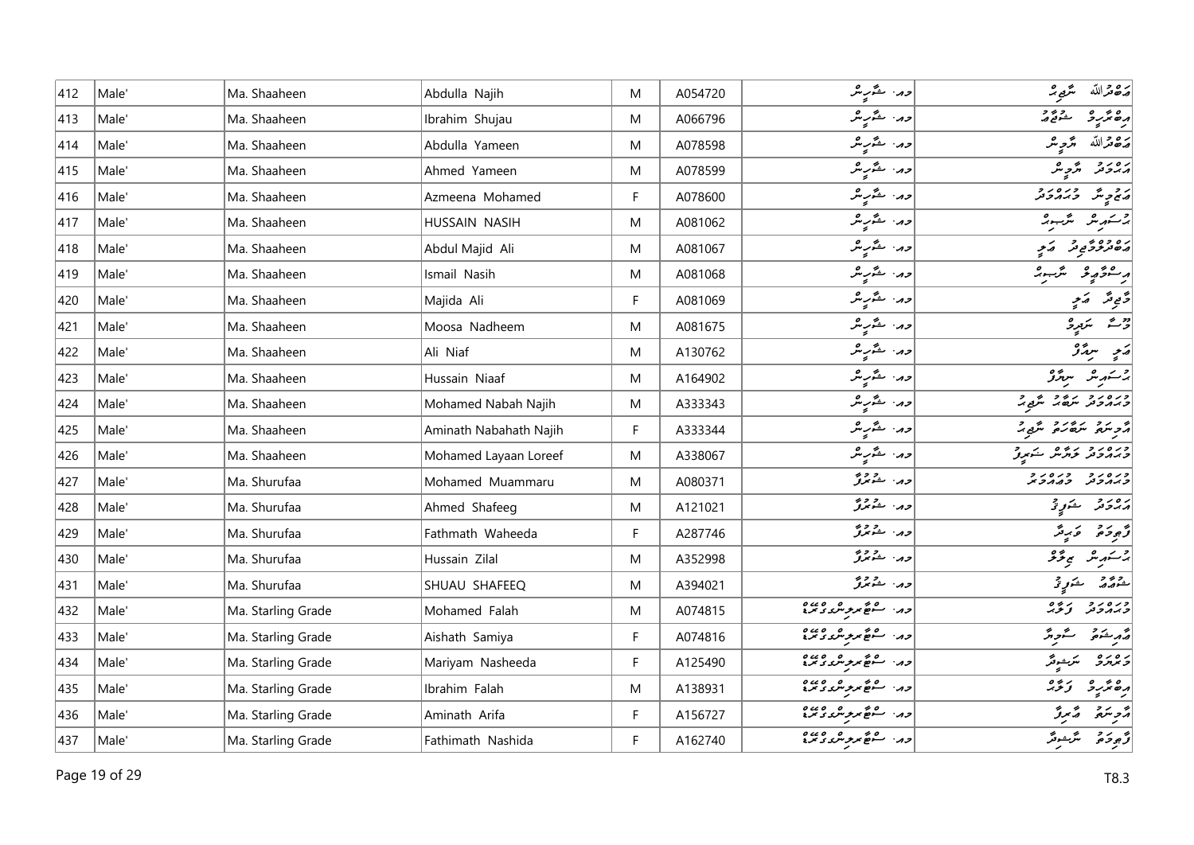| 412 | Male' | Ma. Shaaheen | Abdulla Najih | M | A054720 | މއ. ޝާހީން | އަބްދުﷲ ނާޖިހް |
|---|---|---|---|---|---|---|---|
| 413 | Male' | Ma. Shaaheen | Ibrahim Shujau | M | A066796 | މއ. ޝާހީން | އިބްރާހީމް ޝުޖާއު |
| 414 | Male' | Ma. Shaaheen | Abdulla Yameen | M | A078598 | މއ. ޝާހީން | އަބްދުﷲ ޔާމީން |
| 415 | Male' | Ma. Shaaheen | Ahmed Yameen | M | A078599 | މއ. ޝާހީން | އަޙްމަދު ޔާމީން |
| 416 | Male' | Ma. Shaaheen | Azmeena Mohamed | F | A078600 | މއ. ޝާހީން | އަޒްމީނާ މުޙައްމަދު |
| 417 | Male' | Ma. Shaaheen | HUSSAIN NASIH | M | A081062 | މއ. ޝާހީން | ޙުސައިން ނާޞިޙް |
| 418 | Male' | Ma. Shaaheen | Abdul Majid Ali | M | A081067 | މއ. ޝާހީން | އަބްދުލްމާޖިދު ޢަލީ |
| 419 | Male' | Ma. Shaaheen | Ismail Nasih | M | A081068 | މއ. ޝާހީން | އިސްމާޢީލް ނާޞިޙް |
| 420 | Male' | Ma. Shaaheen | Majida Ali | F | A081069 | މއ. ޝާހީން | މާޖިދާ ޢަލީ |
| 421 | Male' | Ma. Shaaheen | Moosa Nadheem | M | A081675 | މއ. ޝާހީން | މޫސާ ނަދީމް |
| 422 | Male' | Ma. Shaaheen | Ali Niaf | M | A130762 | މއ. ޝާހީން | ޢަލީ ނިޔާފް |
| 423 | Male' | Ma. Shaaheen | Hussain Niaaf | M | A164902 | މއ. ޝާހީން | ޙުސައިން ނިޔާފް |
| 424 | Male' | Ma. Shaaheen | Mohamed Nabah Najih | M | A333343 | މއ. ޝާހީން | މުޙައްމަދު ނަބާހު ނާޖިހް |
| 425 | Male' | Ma. Shaaheen | Aminath Nabahath Najih | F | A333344 | މއ. ޝާހީން | އާމިނަތު ނަބާހަތު ނާޖިހް |
| 426 | Male' | Ma. Shaaheen | Mohamed Layaan Loreef | M | A338067 | މއ. ޝާހީން | މުޙައްމަދު ލަޔާން ލޯރީފް |
| 427 | Male' | Ma. Shurufaa | Mohamed Muammaru | M | A080371 | މއ. ޝުރުފާ | މުޙައްމަދު މުޢައްމަރު |
| 428 | Male' | Ma. Shurufaa | Ahmed Shafeeg | M | A121021 | މއ. ޝުރުފާ | އަޙްމަދު ޝަފީގު |
| 429 | Male' | Ma. Shurufaa | Fathmath Waheeda | F | A287746 | މއ. ޝުރުފާ | ފާތިމަތު ވަޙީދާ |
| 430 | Male' | Ma. Shurufaa | Hussain Zilal | M | A352998 | މއ. ޝުރުފާ | ޙުސައިން ޒިލާލް |
| 431 | Male' | Ma. Shurufaa | SHUAU SHAFEEQ | M | A394021 | މއ. ޝުރުފާ | ޝުޢާއު ޝަފީޤު |
| 432 | Male' | Ma. Starling Grade | Mohamed Falah | M | A074815 | މއ. ސްޓާރލިންގ ގްރޭޑް | މުޙައްމަދު ފަލާޙް |
| 433 | Male' | Ma. Starling Grade | Aishath Samiya | F | A074816 | މއ. ސްޓާރލިންގ ގްރޭޑް | ޢާއިޝަތު ސާމިޔާ |
| 434 | Male' | Ma. Starling Grade | Mariyam Nasheeda | F | A125490 | މއ. ސްޓާރލިންގ ގްރޭޑް | މަރިޔަމް ނަޝީދާ |
| 435 | Male' | Ma. Starling Grade | Ibrahim Falah | M | A138931 | މއ. ސްޓާރލިންގ ގްރޭޑް | އިބްރާހީމް ފަލާޙް |
| 436 | Male' | Ma. Starling Grade | Aminath Arifa | F | A156727 | މއ. ސްޓާރލިންގ ގްރޭޑް | އާމިނަތު އާރިފާ |
| 437 | Male' | Ma. Starling Grade | Fathimath Nashida | F | A162740 | މއ. ސްޓާރލިންގ ގްރޭޑް | ފާތިމަތު ނާޝިދާ |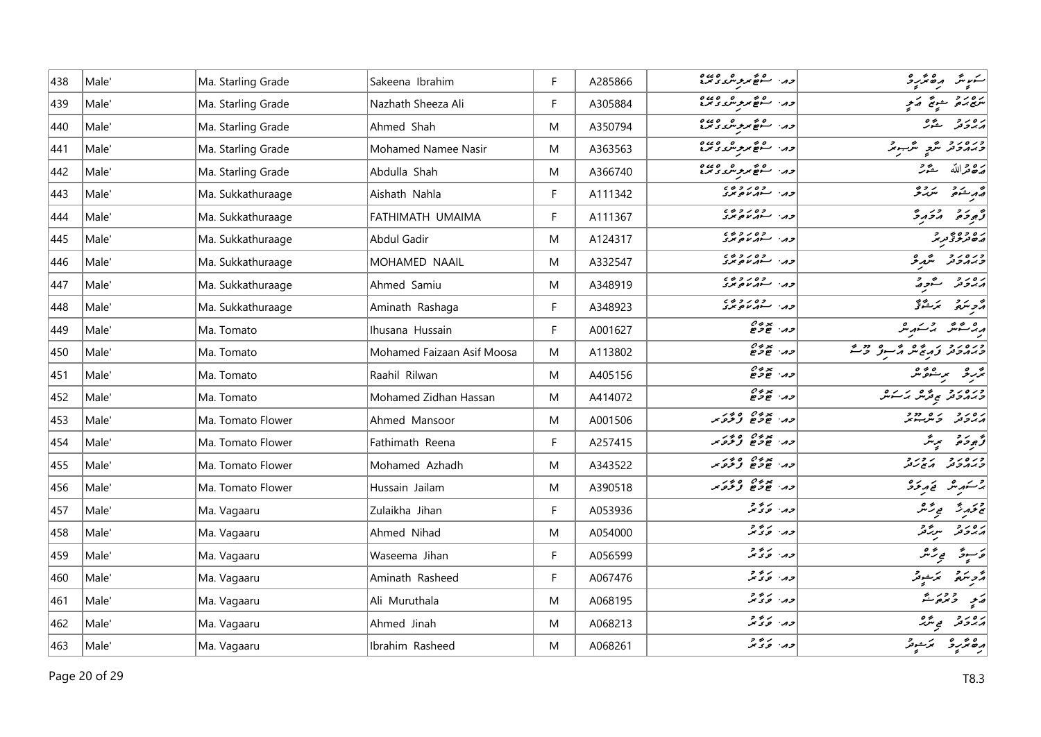| 438 | Male' | Ma. Starling Grade | Sakeena Ibrahim | F | A285866 | މއ. ސްޓާރލިންގްގްރޭޑް | ސަކީނާ އިބްރާހީމް |
|---|---|---|---|---|---|---|---|
| 439 | Male' | Ma. Starling Grade | Nazhath Sheeza Ali | F | A305884 | މއ. ސްޓާރލިންގްގްރޭޑް | ނަޒްހަތު ޝީޒާ ޢަލީ |
| 440 | Male' | Ma. Starling Grade | Ahmed Shah | M | A350794 | މއ. ސްޓާރލިންގްގްރޭޑް | އަޙްމަދު ޝާހް |
| 441 | Male' | Ma. Starling Grade | Mohamed Namee Nasir | M | A363563 | މއ. ސްޓާރލިންގްގްރޭޑް | މުޙައްމަދު ނާމީ ނާސިރު |
| 442 | Male' | Ma. Starling Grade | Abdulla Shah | M | A366740 | މއ. ސްޓާރލިންގްގްރޭޑް | އަބްދުاللہ ޝާހް |
| 443 | Male' | Ma. Sukkathuraage | Aishath Nahla | F | A111342 | މއ. ސުއްކަތުރާގެ | އާއިޝަތު ނަހްލާ |
| 444 | Male' | Ma. Sukkathuraage | FATHIMATH UMAIMA | F | A111367 | މއ. ސުއްކަތުރާގެ | ފާތިމަތު އުމައިމާ |
| 445 | Male' | Ma. Sukkathuraage | Abdul Gadir | M | A124317 | މއ. ސުއްކަތުރާގެ | އަބްދުލްޤާދިރު |
| 446 | Male' | Ma. Sukkathuraage | MOHAMED NAAIL | M | A332547 | މއ. ސުއްކަތުރާގެ | މުޙައްމަދު ނާއިލް |
| 447 | Male' | Ma. Sukkathuraage | Ahmed Samiu | M | A348919 | މއ. ސުއްކަތުރާގެ | އަޙްމަދު ސާމިޢު |
| 448 | Male' | Ma. Sukkathuraage | Aminath Rashaga | F | A348923 | މއ. ސުއްކަތުރާގެ | އާމިނަތު ރަޝާގާ |
| 449 | Male' | Ma. Tomato | Ihusana Hussain | F | A001627 | މއ. ޓޮމާޓޯ | އިހުސާނާ ހުސައިން |
| 450 | Male' | Ma. Tomato | Mohamed Faizaan Asif Moosa | M | A113802 | މއ. ޓޮމާޓޯ | މުޙައްމަދު ފައިޒާން އާސިފް މޫސާ |
| 451 | Male' | Ma. Tomato | Raahil Rilwan | M | A405156 | މއ. ޓޮމާޓޯ | ރާހިލް ރިލްވާން |
| 452 | Male' | Ma. Tomato | Mohamed Zidhan Hassan | M | A414072 | މއ. ޓޮމާޓޯ | މުޙައްމަދު ޒިދާން ހަސަން |
| 453 | Male' | Ma. Tomato Flower | Ahmed Mansoor | M | A001506 | މއ. ޓޮމާޓޯ ފްލަވަރ | އަޙްމަދު މަންސޫރު |
| 454 | Male' | Ma. Tomato Flower | Fathimath Reena | F | A257415 | މއ. ޓޮމާޓޯ ފްލަވަރ | ފާތިމަތު ރީނާ |
| 455 | Male' | Ma. Tomato Flower | Mohamed Azhadh | M | A343522 | މއ. ޓޮމާޓޯ ފްލަވަރ | މުޙައްމަދު އަޒްހަދު |
| 456 | Male' | Ma. Tomato Flower | Hussain Jailam | M | A390518 | މއ. ޓޮމާޓޯ ފްލަވަރ | ހުސައިން ޖައިލަމް |
| 457 | Male' | Ma. Vagaaru | Zulaikha Jihan | F | A053936 | މއ. ވަގާރު | ޒުލައިޚާ ޖިހާން |
| 458 | Male' | Ma. Vagaaru | Ahmed Nihad | M | A054000 | މއ. ވަގާރު | އަޙްމަދު ނިހާދު |
| 459 | Male' | Ma. Vagaaru | Waseema Jihan | F | A056599 | މއ. ވަގާރު | ވަސީމާ ޖިހާން |
| 460 | Male' | Ma. Vagaaru | Aminath Rasheed | F | A067476 | މއ. ވަގާރު | އާމިނަތު ރަޝީދު |
| 461 | Male' | Ma. Vagaaru | Ali Muruthala | M | A068195 | މއ. ވަގާރު | ޢަލީ މުރުތަލާ |
| 462 | Male' | Ma. Vagaaru | Ahmed Jinah | M | A068213 | މއ. ވަގާރު | އަޙްމަދު ޖިނާހް |
| 463 | Male' | Ma. Vagaaru | Ibrahim Rasheed | M | A068261 | މއ. ވަގާރު | އިބްރާހީމް ރަޝީދު |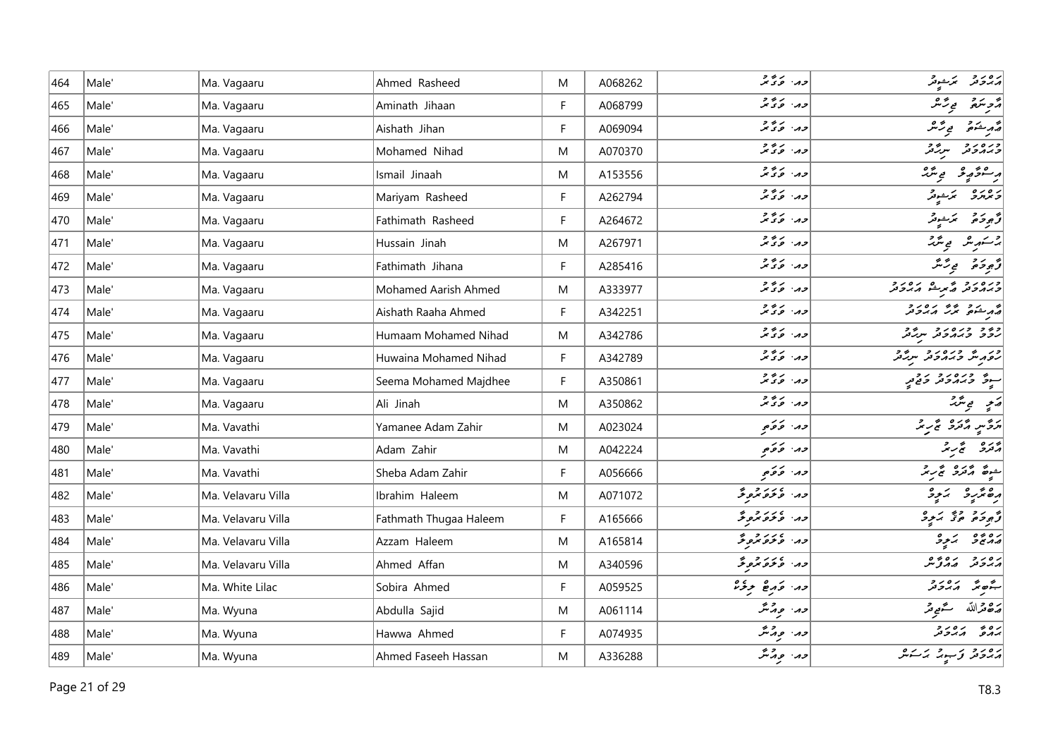| 464 | Male' | Ma. Vagaaru | Ahmed Rasheed | M | A068262 | މއ. ވަގާރު | އަހުމަދު ރަޝީދު |
|---|---|---|---|---|---|---|---|
| 465 | Male' | Ma. Vagaaru | Aminath Jihaan | F | A068799 | މއ. ވަގާރު | އާމިނަތު ޖިހާން |
| 466 | Male' | Ma. Vagaaru | Aishath Jihan | F | A069094 | މއ. ވަގާރު | އާއިޝަތު ޖިހާން |
| 467 | Male' | Ma. Vagaaru | Mohamed Nihad | M | A070370 | މއ. ވަގާރު | މުހައްމަދު ނިހާދު |
| 468 | Male' | Ma. Vagaaru | Ismail Jinaah | M | A153556 | މއ. ވަގާރު | އިސްމާޢީލް ޖިނާހް |
| 469 | Male' | Ma. Vagaaru | Mariyam Rasheed | F | A262794 | މއ. ވަގާރު | މަރިޔަމް ރަޝީދު |
| 470 | Male' | Ma. Vagaaru | Fathimath Rasheed | F | A264672 | މއ. ވަގާރު | ފާތިމަތު ރަޝީދު |
| 471 | Male' | Ma. Vagaaru | Hussain Jinah | M | A267971 | މއ. ވަގާރު | ހުސައިން ޖިނާހް |
| 472 | Male' | Ma. Vagaaru | Fathimath Jihana | F | A285416 | މއ. ވަގާރު | ފާތިމަތު ޖިހާނާ |
| 473 | Male' | Ma. Vagaaru | Mohamed Aarish Ahmed | M | A333977 | މއ. ވަގާރު | މުހައްމަދު އާރިޝް އަހުމަދު |
| 474 | Male' | Ma. Vagaaru | Aishath Raaha Ahmed | F | A342251 | މއ. ވަގާރު | އާއިޝަތު ރާހާ އަހުމަދު |
| 475 | Male' | Ma. Vagaaru | Humaam Mohamed Nihad | M | A342786 | މއ. ވަގާރު | ހުމާމް މުހައްމަދު ނިހާދު |
| 476 | Male' | Ma. Vagaaru | Huwaina Mohamed Nihad | F | A342789 | މއ. ވަގާރު | ހުވައިނާ މުހައްމަދު ނިހާދު |
| 477 | Male' | Ma. Vagaaru | Seema Mohamed Majdhee | F | A350861 | މއ. ވަގާރު | ސީމާ މުހައްމަދު މަޖްދީ |
| 478 | Male' | Ma. Vagaaru | Ali Jinah | M | A350862 | މއ. ވަގާރު | އަލި ޖިނާހް |
| 479 | Male' | Ma. Vavathi | Yamanee Adam Zahir | M | A023024 | މއ. ވަވަތި | ޔަމާނީ އާދަމް ޒާހިރު |
| 480 | Male' | Ma. Vavathi | Adam Zahir | M | A042224 | މއ. ވަވަތި | އާދަމް ޒާހިރު |
| 481 | Male' | Ma. Vavathi | Sheba Adam Zahir | F | A056666 | މއ. ވަވަތި | ޝީބާ އާދަމް ޒާހިރު |
| 482 | Male' | Ma. Velavaru Villa | Ibrahim Haleem | M | A071072 | މއ. ވެލަވަރުވިލާ | އިބްރާހިމް ހަލީމް |
| 483 | Male' | Ma. Velavaru Villa | Fathmath Thugaa Haleem | F | A165666 | މއ. ވެލަވަރުވިލާ | ފާތިމަތު ތުގާ ހަލީމް |
| 484 | Male' | Ma. Velavaru Villa | Azzam Haleem | M | A165814 | މއ. ވެލަވަރުވިލާ | އައްޒާމް ހަލީމް |
| 485 | Male' | Ma. Velavaru Villa | Ahmed Affan | M | A340596 | މއ. ވެލަވަރުވިލާ | އަހުމަދު އައްފާން |
| 486 | Male' | Ma. White Lilac | Sobira Ahmed | F | A059525 | މއ. ވައިޓް ލިލެކް | ސާބިރާ އަހުމަދު |
| 487 | Male' | Ma. Wyuna | Abdulla Sajid | M | A061114 | މއ. ވިއުނާ | އަބްދުﷲ ސާޖިދު |
| 488 | Male' | Ma. Wyuna | Hawwa Ahmed | F | A074935 | މއ. ވިއުނާ | ހައްވާ އަހުމަދު |
| 489 | Male' | Ma. Wyuna | Ahmed Faseeh Hassan | M | A336288 | މއ. ވިއުނާ | އަހުމަދު ފަސީހު ހަސަން |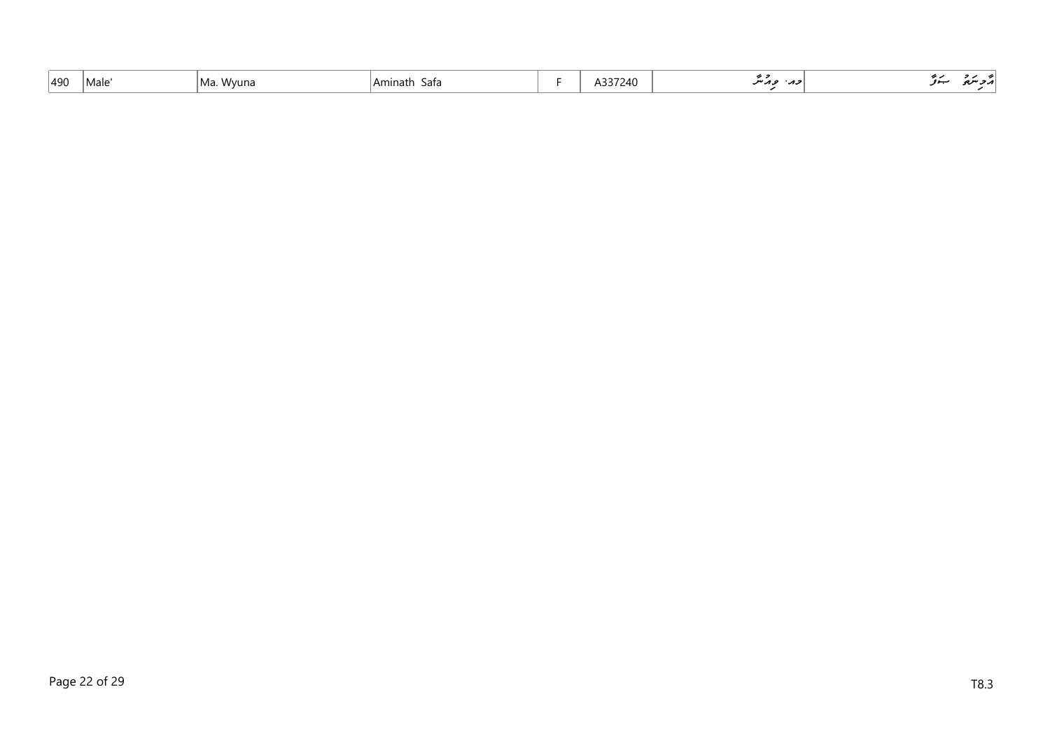| 490 | Male' | Ma. Wyuna | Aminath Safa | F | A337240 | މއ. ވިއުނާ | އާމިނަތު ސަފާ |
|---|---|---|---|---|---|---|---|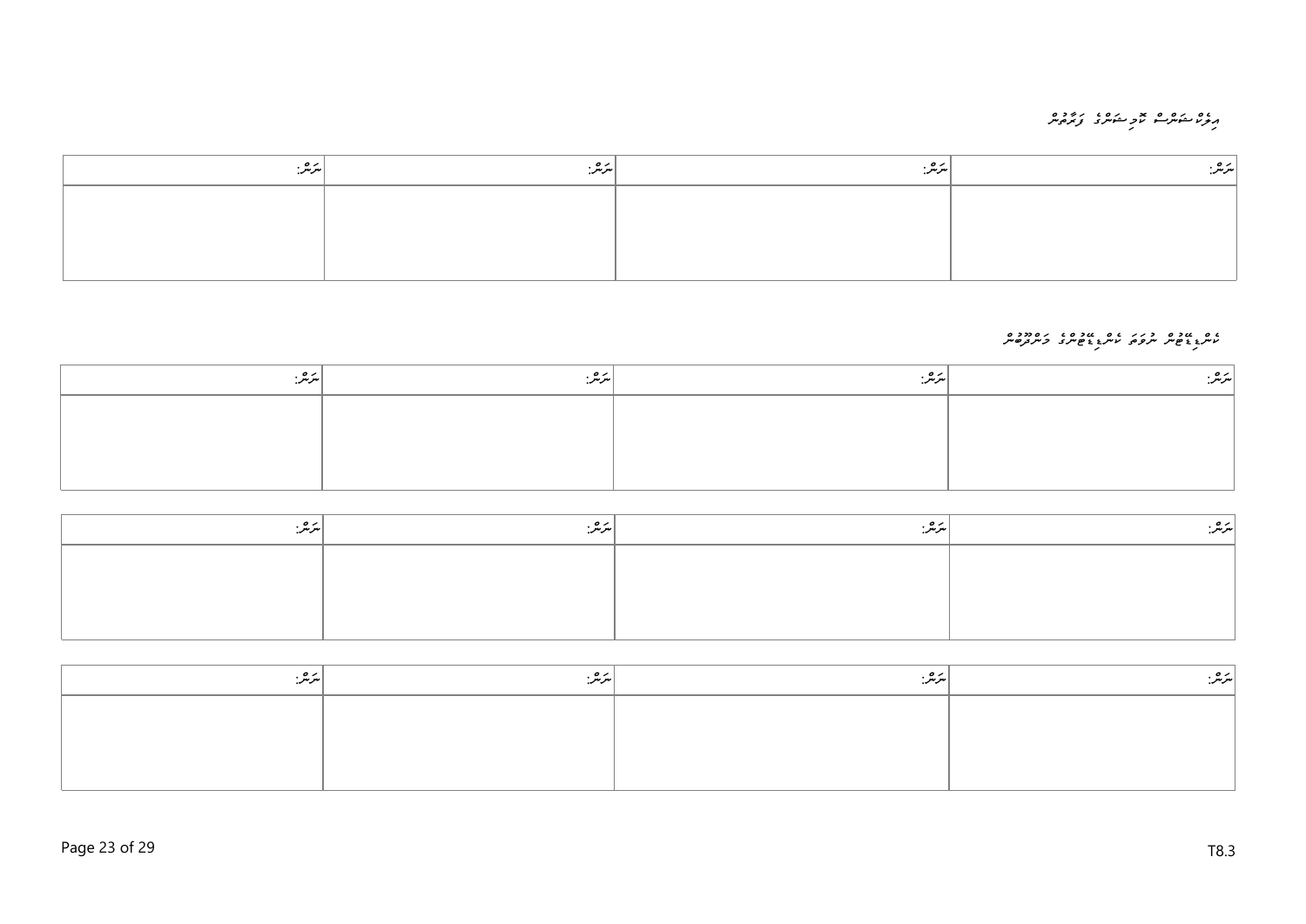# ދިވެހިބަސް ކޮމިޝަނުގެ ފަރާތުން

| ނަންބަރު: | ނަންބަރު: | ނަންބަރު: | ނަންބަރު: |
|---|---|---|---|
| | | | |

## ކުރިމަޝްވަރާ ކުރުމުގެ ބައްދަލުވުމަށް ބައިވެރިވާ މެންބަރުން

| ނަންބަރު: | ނަންބަރު: | ނަންބަރު: | ނަންބަރު: |
|---|---|---|---|
| | | | |

| ނަންބަރު: | ނަންބަރު: | ނަންބަރު: | ނަންބަރު: |
|---|---|---|---|
| | | | |

| ނަންބަރު: | ނަންބަރު: | ނަންބަރު: | ނަންބަރު: |
|---|---|---|---|
| | | | |

T8.3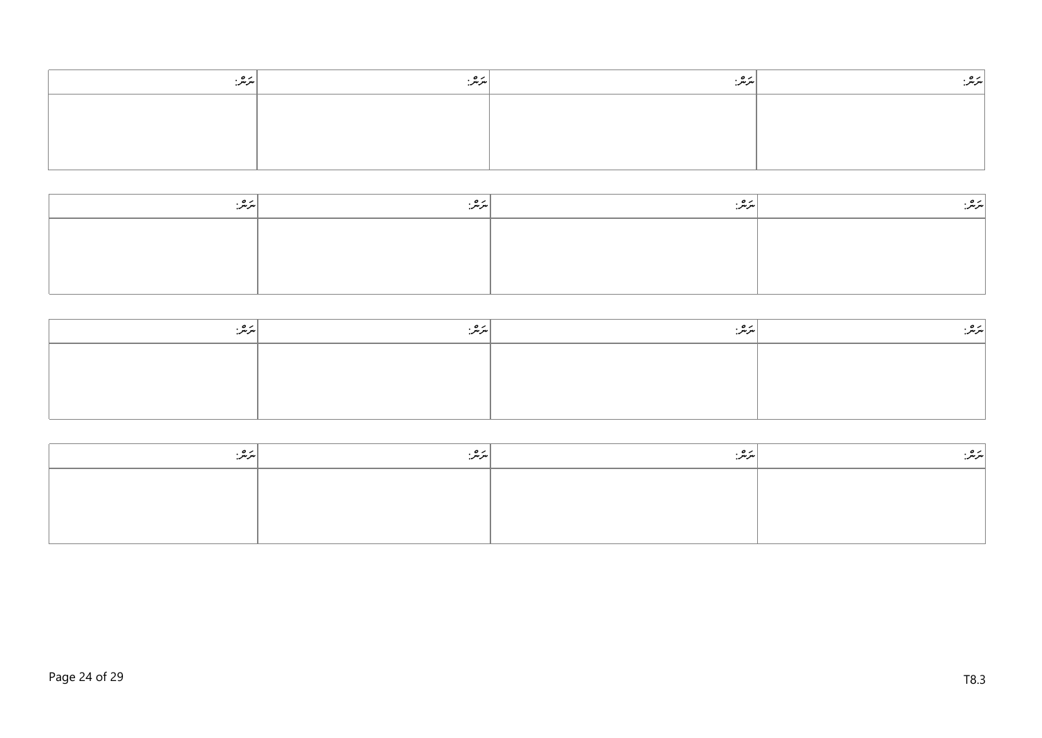| ނަަމް: | ނަަމް: | ނަަމް: | ނަަމް: |
| --- | --- | --- | --- |
| | | | |

| ނަަމް: | ނަަމް: | ނަަމް: | ނަަމް: |
| --- | --- | --- | --- |
| | | | |

| ނަަމް: | ނަަމް: | ނަަމް: | ނަަމް: |
| --- | --- | --- | --- |
| | | | |

| ނަަމް: | ނަަމް: | ނަަމް: | ނަަމް: |
| --- | --- | --- | --- |
| | | | |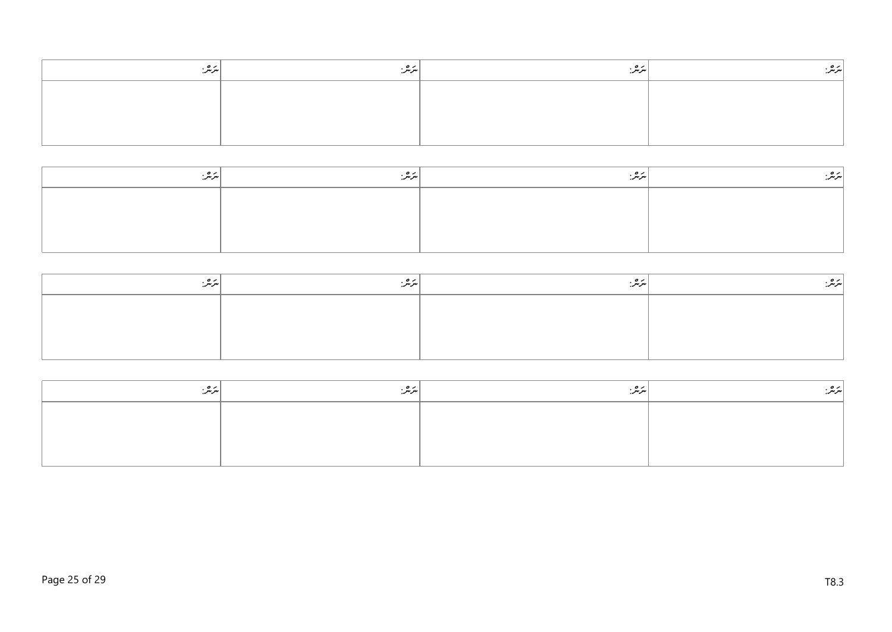| ނަރަށް: | ނަރަށް: | ނަރަށް: | ނަރަށް: |
| --- | --- | --- | --- |
| | | | |

| ނަރަށް: | ނަރަށް: | ނަރަށް: | ނަރަށް: |
| --- | --- | --- | --- |
| | | | |

| ނަރަށް: | ނަރަށް: | ނަރަށް: | ނަރަށް: |
| --- | --- | --- | --- |
| | | | |

| ނަރަށް: | ނަރަށް: | ނަރަށް: | ނަރަށް: |
| --- | --- | --- | --- |
| | | | |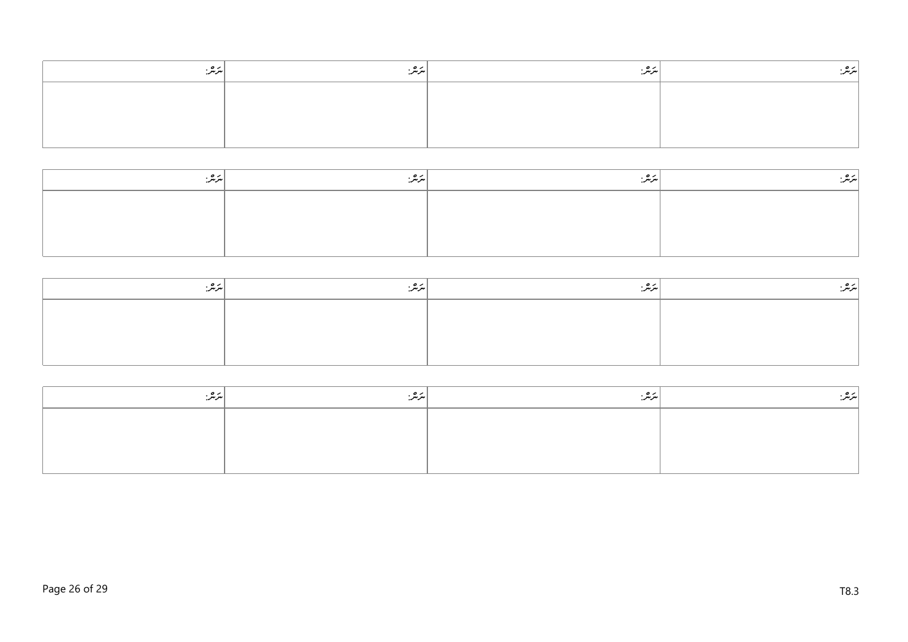| ނަރުދ: | ނަރުދ: | ނަރުދ: | ނަރުދ: |
| --- | --- | --- | --- |
| | | | |

| ނަރުދ: | ނަރުދ: | ނަރުދ: | ނަރުދ: |
| --- | --- | --- | --- |
| | | | |

| ނަރުދ: | ނަރުދ: | ނަރުދ: | ނަރުދ: |
| --- | --- | --- | --- |
| | | | |

| ނަރުދ: | ނަރުދ: | ނަރުދ: | ނަރުދ: |
| --- | --- | --- | --- |
| | | | |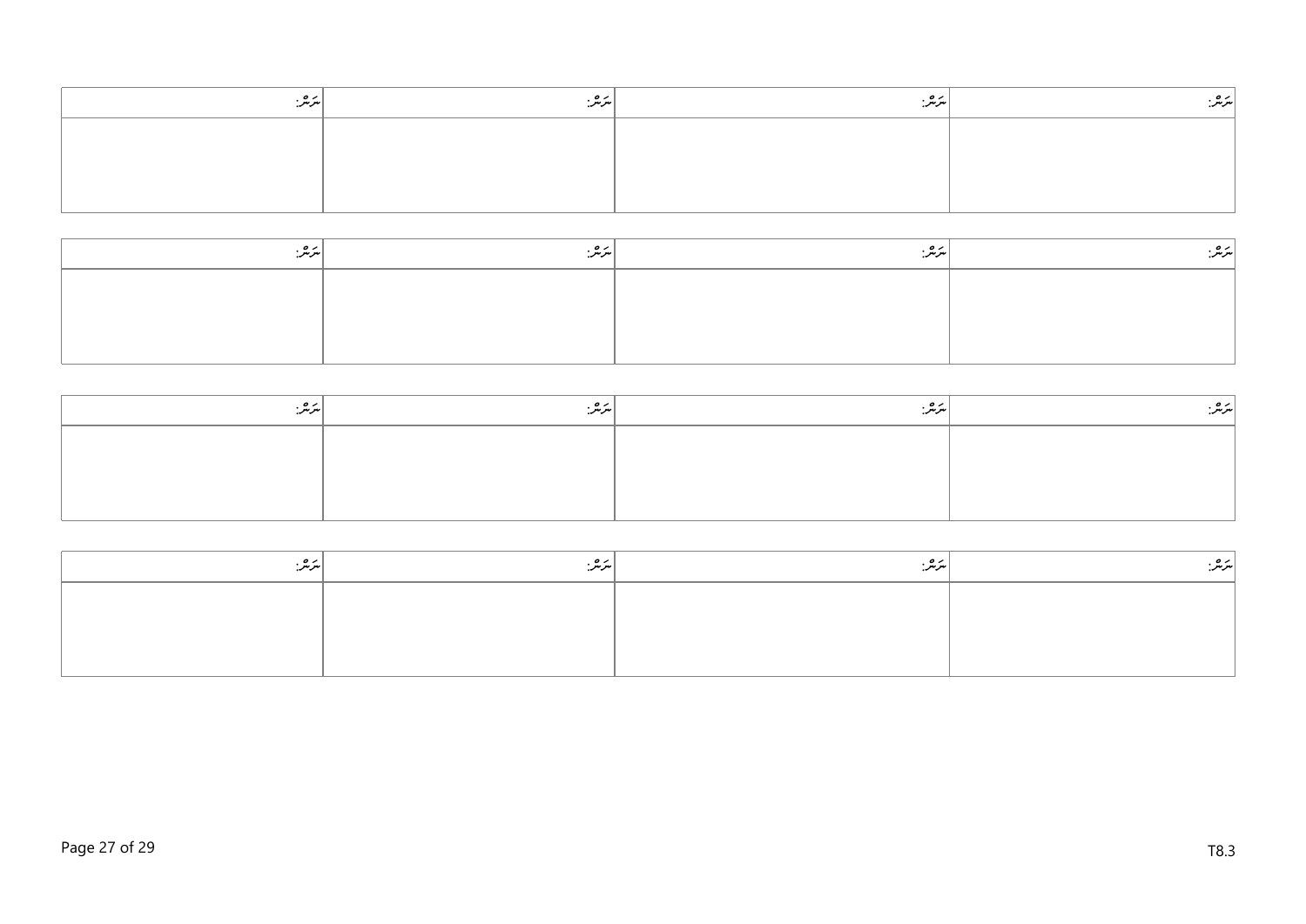| ސަރަޙ: | ސަރަޙ: | ސަރަޙ: | ސަރަޙ: |
| --- | --- | --- | --- |
| | | | |

| ސަރަޙ: | ސަރަޙ: | ސަރަޙ: | ސަރަޙ: |
| --- | --- | --- | --- |
| | | | |

| ސަރަޙ: | ސަރަޙ: | ސަރަޙ: | ސަރަޙ: |
| --- | --- | --- | --- |
| | | | |

| ސަރަޙ: | ސަރަޙ: | ސަރަޙ: | ސަރަޙ: |
| --- | --- | --- | --- |
| | | | |

T8.3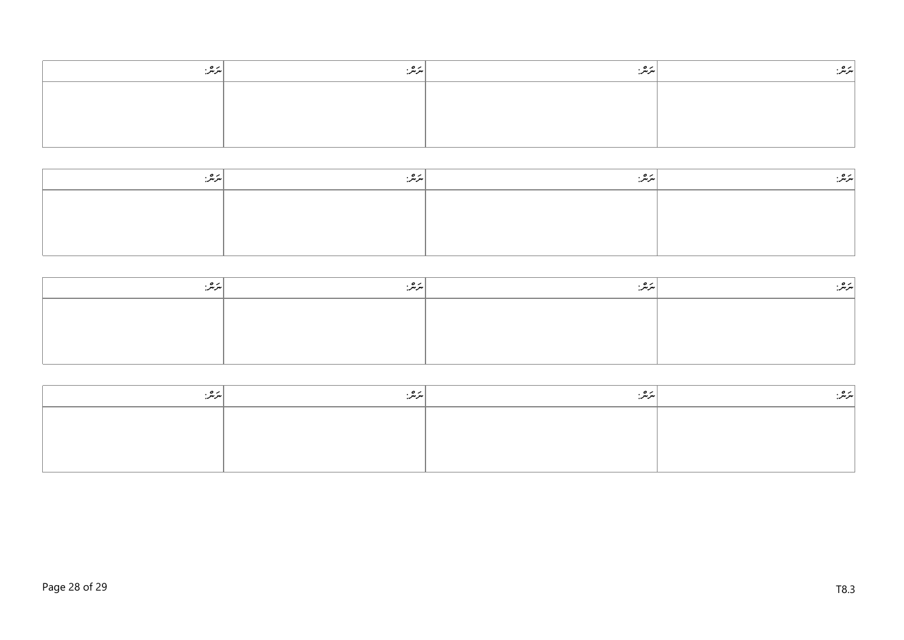| ނަރުދ: | ނަރުދ: | ނަރުދ: | ނަރުދ: |
| --- | --- | --- | --- |
| | | | |

| ނަރުދ: | ނަރުދ: | ނަރުދ: | ނަރުދ: |
| --- | --- | --- | --- |
| | | | |

| ނަރުދ: | ނަރުދ: | ނަރުދ: | ނަރުދ: |
| --- | --- | --- | --- |
| | | | |

| ނަރުދ: | ނަރުދ: | ނަރުދ: | ނަރުދ: |
| --- | --- | --- | --- |
| | | | |

T8.3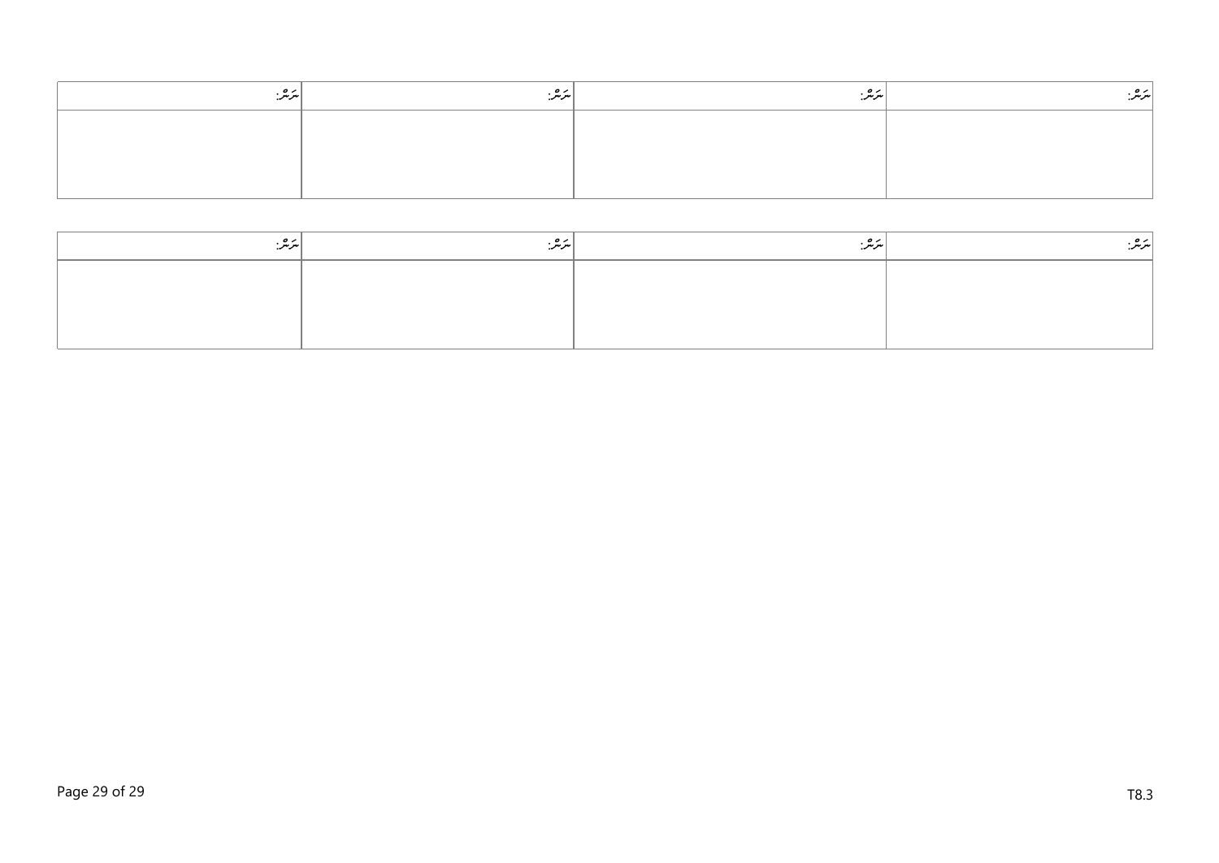| ނަންބަރު: | ނަންބަރު: | ނަންބަރު: | ނަންބަރު: |
| --- | --- | --- | --- |
| | | | |

| ނަންބަރު: | ނަންބަރު: | ނަންބަރު: | ނަންބަރު: |
| --- | --- | --- | --- |
| | | | |